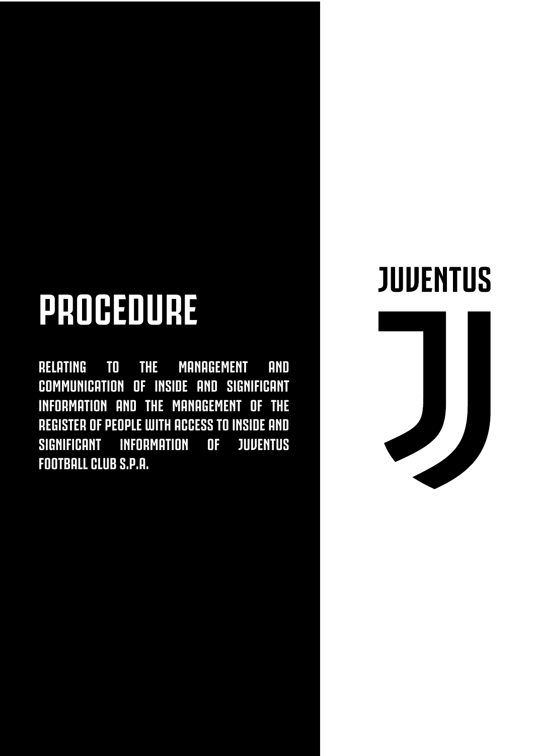# PROCEDURE

RELATING TO THE MANAGEMENT AND COMMUNICATION OF INSIDE AND SIGNIFICANT INFORMATION AND THE MANAGEMENT OF THE REGISTER OF PEOPLE WITH ACCESS TO INSIDE AND SIGNIFICANT INFORMATION OF JUVENTUS FOOTBALL CLUB S.P.A.

JUVENTUS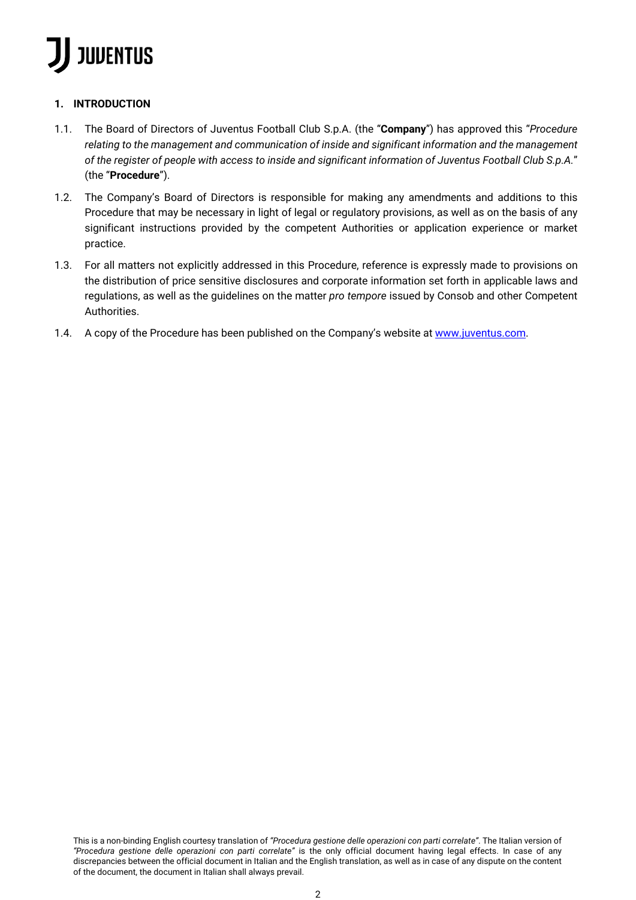## 1. INTRODUCTION

1.1. The Board of Directors of Juventus Football Club S.p.A. (the "**Company**") has approved this "*Procedure relating to the management and communication of inside and significant information and the management of the register of people with access to inside and significant information of Juventus Football Club S.p.A.*" (the "**Procedure**").

1.2. The Company's Board of Directors is responsible for making any amendments and additions to this Procedure that may be necessary in light of legal or regulatory provisions, as well as on the basis of any significant instructions provided by the competent Authorities or application experience or market practice.

1.3. For all matters not explicitly addressed in this Procedure, reference is expressly made to provisions on the distribution of price sensitive disclosures and corporate information set forth in applicable laws and regulations, as well as the guidelines on the matter *pro tempore* issued by Consob and other Competent Authorities.

1.4. A copy of the Procedure has been published on the Company's website at [www.juventus.com](http://www.juventus.com).

This is a non-binding English courtesy translation of *"Procedura gestione delle operazioni con parti correlate"*. The Italian version of *"Procedura gestione delle operazioni con parti correlate"* is the only official document having legal effects. In case of any discrepancies between the official document in Italian and the English translation, as well as in case of any dispute on the content of the document, the document in Italian shall always prevail.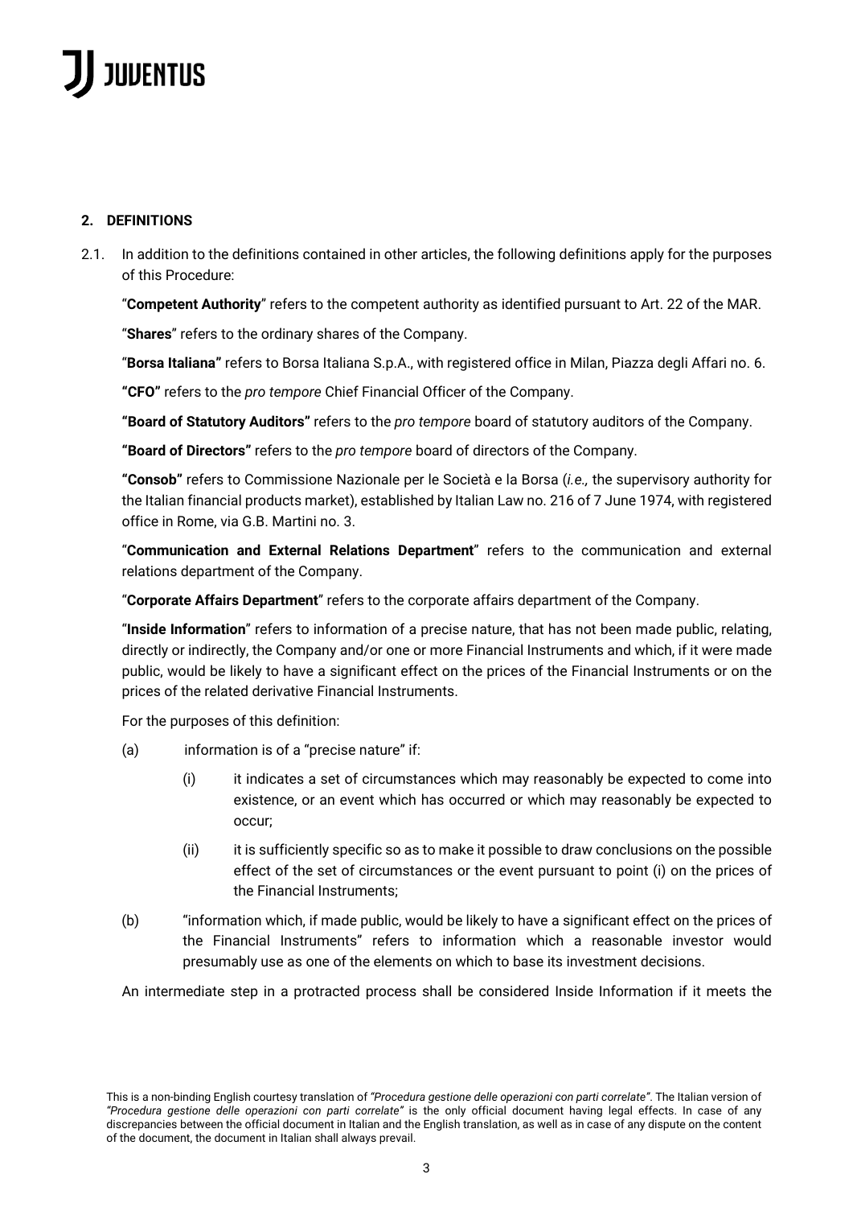## 2. DEFINITIONS

2.1. In addition to the definitions contained in other articles, the following definitions apply for the purposes of this Procedure:

"**Competent Authority**" refers to the competent authority as identified pursuant to Art. 22 of the MAR.

"**Shares**" refers to the ordinary shares of the Company.

"**Borsa Italiana**" refers to Borsa Italiana S.p.A., with registered office in Milan, Piazza degli Affari no. 6.

**"CFO"** refers to the *pro tempore* Chief Financial Officer of the Company.

**"Board of Statutory Auditors"** refers to the *pro tempore* board of statutory auditors of the Company.

**"Board of Directors"** refers to the *pro tempore* board of directors of the Company.

**"Consob"** refers to Commissione Nazionale per le Società e la Borsa (*i.e.,* the supervisory authority for the Italian financial products market), established by Italian Law no. 216 of 7 June 1974, with registered office in Rome, via G.B. Martini no. 3.

"**Communication and External Relations Department**" refers to the communication and external relations department of the Company.

"**Corporate Affairs Department**" refers to the corporate affairs department of the Company.

"**Inside Information**" refers to information of a precise nature, that has not been made public, relating, directly or indirectly, the Company and/or one or more Financial Instruments and which, if it were made public, would be likely to have a significant effect on the prices of the Financial Instruments or on the prices of the related derivative Financial Instruments.

For the purposes of this definition:

(a) information is of a "precise nature" if:

(i) it indicates a set of circumstances which may reasonably be expected to come into existence, or an event which has occurred or which may reasonably be expected to occur;

(ii) it is sufficiently specific so as to make it possible to draw conclusions on the possible effect of the set of circumstances or the event pursuant to point (i) on the prices of the Financial Instruments;

(b) "information which, if made public, would be likely to have a significant effect on the prices of the Financial Instruments" refers to information which a reasonable investor would presumably use as one of the elements on which to base its investment decisions.

An intermediate step in a protracted process shall be considered Inside Information if it meets the

This is a non-binding English courtesy translation of *"Procedura gestione delle operazioni con parti correlate"*. The Italian version of *"Procedura gestione delle operazioni con parti correlate"* is the only official document having legal effects. In case of any discrepancies between the official document in Italian and the English translation, as well as in case of any dispute on the content of the document, the document in Italian shall always prevail.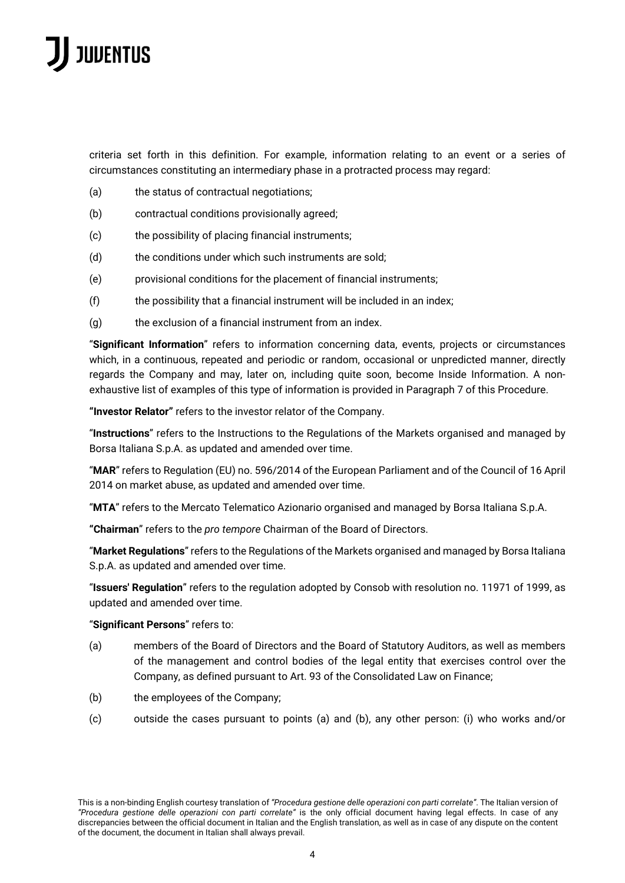criteria set forth in this definition. For example, information relating to an event or a series of circumstances constituting an intermediary phase in a protracted process may regard:

(a) the status of contractual negotiations;

(b) contractual conditions provisionally agreed;

(c) the possibility of placing financial instruments;

(d) the conditions under which such instruments are sold;

(e) provisional conditions for the placement of financial instruments;

(f) the possibility that a financial instrument will be included in an index;

(g) the exclusion of a financial instrument from an index.

"**Significant Information**" refers to information concerning data, events, projects or circumstances which, in a continuous, repeated and periodic or random, occasional or unpredicted manner, directly regards the Company and may, later on, including quite soon, become Inside Information. A non-exhaustive list of examples of this type of information is provided in Paragraph 7 of this Procedure.

**"Investor Relator"** refers to the investor relator of the Company.

"**Instructions**" refers to the Instructions to the Regulations of the Markets organised and managed by Borsa Italiana S.p.A. as updated and amended over time.

"**MAR**" refers to Regulation (EU) no. 596/2014 of the European Parliament and of the Council of 16 April 2014 on market abuse, as updated and amended over time.

"**MTA**" refers to the Mercato Telematico Azionario organised and managed by Borsa Italiana S.p.A.

**"Chairman**" refers to the *pro tempore* Chairman of the Board of Directors.

"**Market Regulations**" refers to the Regulations of the Markets organised and managed by Borsa Italiana S.p.A. as updated and amended over time.

"**Issuers' Regulation**" refers to the regulation adopted by Consob with resolution no. 11971 of 1999, as updated and amended over time.

"**Significant Persons**" refers to:

(a) members of the Board of Directors and the Board of Statutory Auditors, as well as members of the management and control bodies of the legal entity that exercises control over the Company, as defined pursuant to Art. 93 of the Consolidated Law on Finance;

(b) the employees of the Company;

(c) outside the cases pursuant to points (a) and (b), any other person: (i) who works and/or

This is a non-binding English courtesy translation of *"Procedura gestione delle operazioni con parti correlate"*. The Italian version of *"Procedura gestione delle operazioni con parti correlate"* is the only official document having legal effects. In case of any discrepancies between the official document in Italian and the English translation, as well as in case of any dispute on the content of the document, the document in Italian shall always prevail.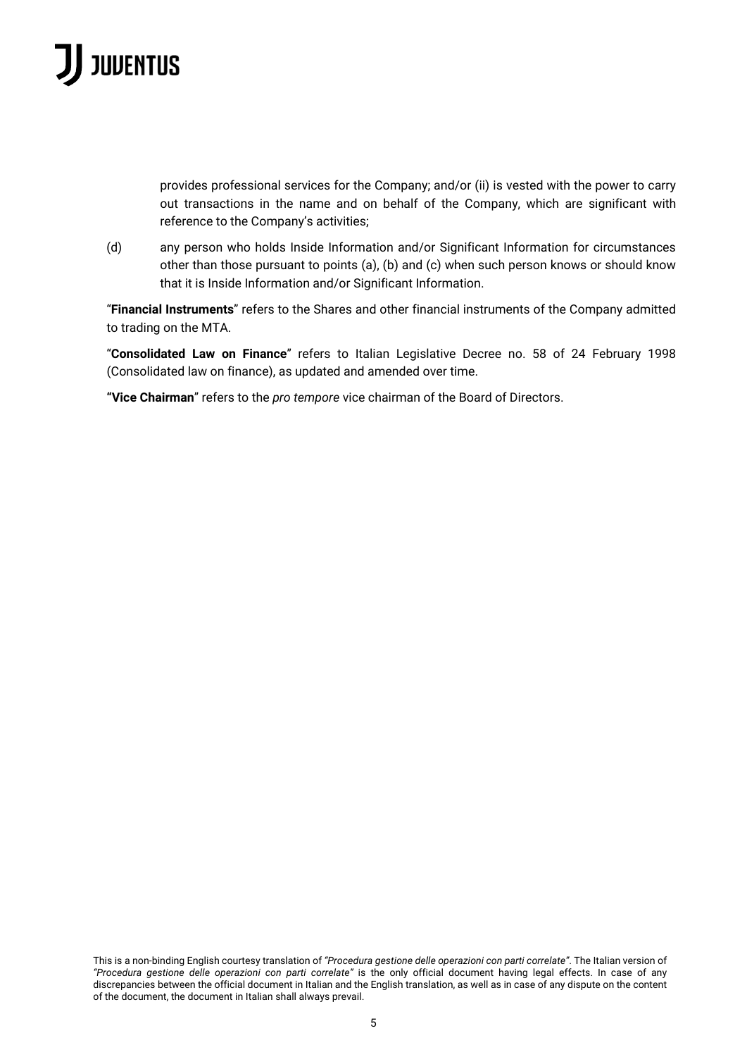provides professional services for the Company; and/or (ii) is vested with the power to carry out transactions in the name and on behalf of the Company, which are significant with reference to the Company's activities;

(d) any person who holds Inside Information and/or Significant Information for circumstances other than those pursuant to points (a), (b) and (c) when such person knows or should know that it is Inside Information and/or Significant Information.

"**Financial Instruments**" refers to the Shares and other financial instruments of the Company admitted to trading on the MTA.

"**Consolidated Law on Finance**" refers to Italian Legislative Decree no. 58 of 24 February 1998 (Consolidated law on finance), as updated and amended over time.

**"Vice Chairman**" refers to the *pro tempore* vice chairman of the Board of Directors.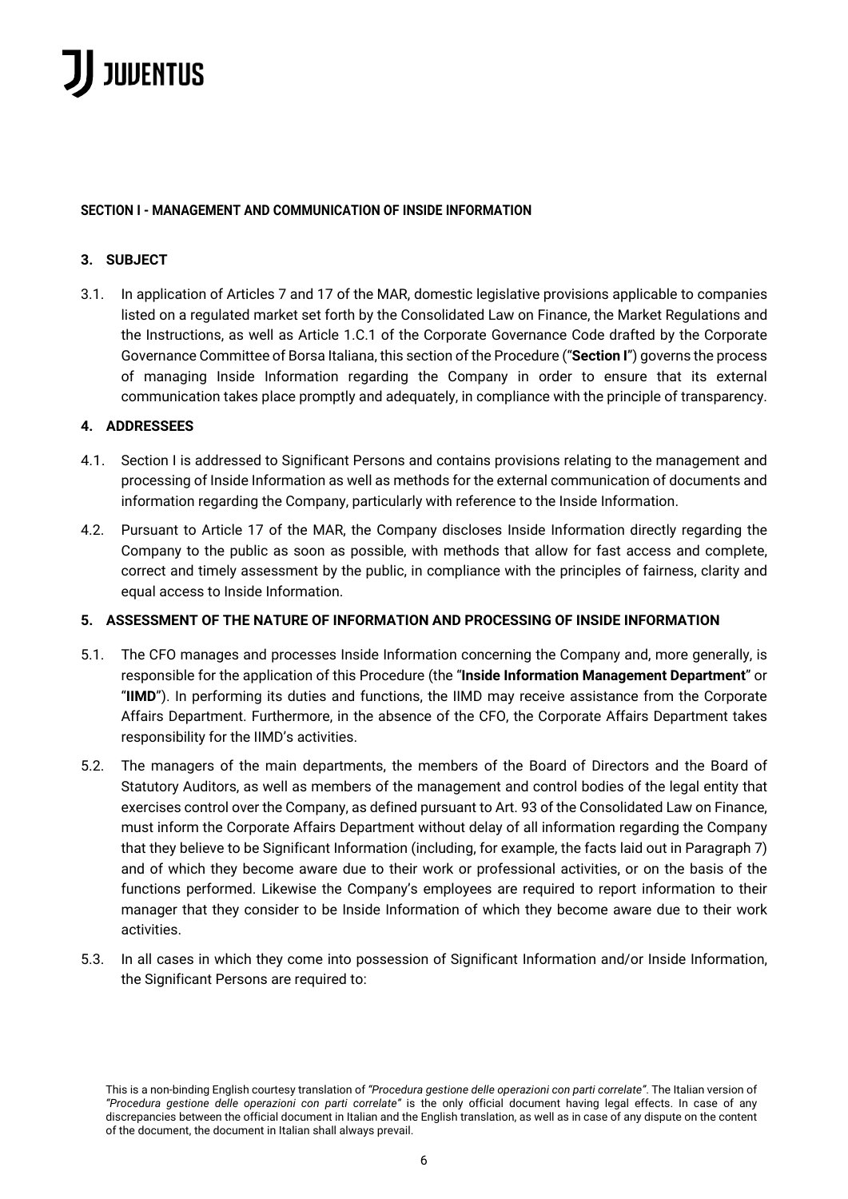**SECTION I - MANAGEMENT AND COMMUNICATION OF INSIDE INFORMATION**

**3. SUBJECT**

3.1. In application of Articles 7 and 17 of the MAR, domestic legislative provisions applicable to companies listed on a regulated market set forth by the Consolidated Law on Finance, the Market Regulations and the Instructions, as well as Article 1.C.1 of the Corporate Governance Code drafted by the Corporate Governance Committee of Borsa Italiana, this section of the Procedure ("**Section I**") governs the process of managing Inside Information regarding the Company in order to ensure that its external communication takes place promptly and adequately, in compliance with the principle of transparency.

**4. ADDRESSEES**

4.1. Section I is addressed to Significant Persons and contains provisions relating to the management and processing of Inside Information as well as methods for the external communication of documents and information regarding the Company, particularly with reference to the Inside Information.

4.2. Pursuant to Article 17 of the MAR, the Company discloses Inside Information directly regarding the Company to the public as soon as possible, with methods that allow for fast access and complete, correct and timely assessment by the public, in compliance with the principles of fairness, clarity and equal access to Inside Information.

**5. ASSESSMENT OF THE NATURE OF INFORMATION AND PROCESSING OF INSIDE INFORMATION**

5.1. The CFO manages and processes Inside Information concerning the Company and, more generally, is responsible for the application of this Procedure (the "**Inside Information Management Department**" or "**IIMD**"). In performing its duties and functions, the IIMD may receive assistance from the Corporate Affairs Department. Furthermore, in the absence of the CFO, the Corporate Affairs Department takes responsibility for the IIMD's activities.

5.2. The managers of the main departments, the members of the Board of Directors and the Board of Statutory Auditors, as well as members of the management and control bodies of the legal entity that exercises control over the Company, as defined pursuant to Art. 93 of the Consolidated Law on Finance, must inform the Corporate Affairs Department without delay of all information regarding the Company that they believe to be Significant Information (including, for example, the facts laid out in Paragraph 7) and of which they become aware due to their work or professional activities, or on the basis of the functions performed. Likewise the Company's employees are required to report information to their manager that they consider to be Inside Information of which they become aware due to their work activities.

5.3. In all cases in which they come into possession of Significant Information and/or Inside Information, the Significant Persons are required to:

This is a non-binding English courtesy translation of *"Procedura gestione delle operazioni con parti correlate"*. The Italian version of *"Procedura gestione delle operazioni con parti correlate"* is the only official document having legal effects. In case of any discrepancies between the official document in Italian and the English translation, as well as in case of any dispute on the content of the document, the document in Italian shall always prevail.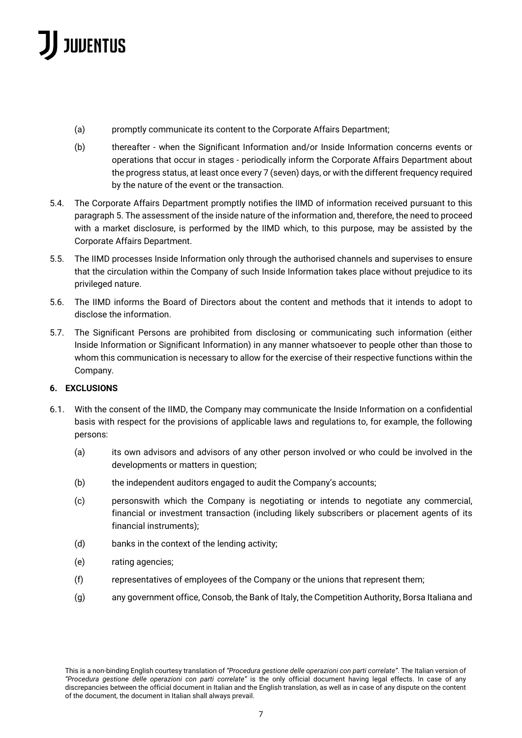(a) promptly communicate its content to the Corporate Affairs Department;

(b) thereafter - when the Significant Information and/or Inside Information concerns events or operations that occur in stages - periodically inform the Corporate Affairs Department about the progress status, at least once every 7 (seven) days, or with the different frequency required by the nature of the event or the transaction.

5.4. The Corporate Affairs Department promptly notifies the IIMD of information received pursuant to this paragraph 5. The assessment of the inside nature of the information and, therefore, the need to proceed with a market disclosure, is performed by the IIMD which, to this purpose, may be assisted by the Corporate Affairs Department.

5.5. The IIMD processes Inside Information only through the authorised channels and supervises to ensure that the circulation within the Company of such Inside Information takes place without prejudice to its privileged nature.

5.6. The IIMD informs the Board of Directors about the content and methods that it intends to adopt to disclose the information.

5.7. The Significant Persons are prohibited from disclosing or communicating such information (either Inside Information or Significant Information) in any manner whatsoever to people other than those to whom this communication is necessary to allow for the exercise of their respective functions within the Company.

**6. EXCLUSIONS**

6.1. With the consent of the IIMD, the Company may communicate the Inside Information on a confidential basis with respect for the provisions of applicable laws and regulations to, for example, the following persons:

(a) its own advisors and advisors of any other person involved or who could be involved in the developments or matters in question;

(b) the independent auditors engaged to audit the Company's accounts;

(c) personswith which the Company is negotiating or intends to negotiate any commercial, financial or investment transaction (including likely subscribers or placement agents of its financial instruments);

(d) banks in the context of the lending activity;

(e) rating agencies;

(f) representatives of employees of the Company or the unions that represent them;

(g) any government office, Consob, the Bank of Italy, the Competition Authority, Borsa Italiana and

This is a non-binding English courtesy translation of *"Procedura gestione delle operazioni con parti correlate"*. The Italian version of *"Procedura gestione delle operazioni con parti correlate"* is the only official document having legal effects. In case of any discrepancies between the official document in Italian and the English translation, as well as in case of any dispute on the content of the document, the document in Italian shall always prevail.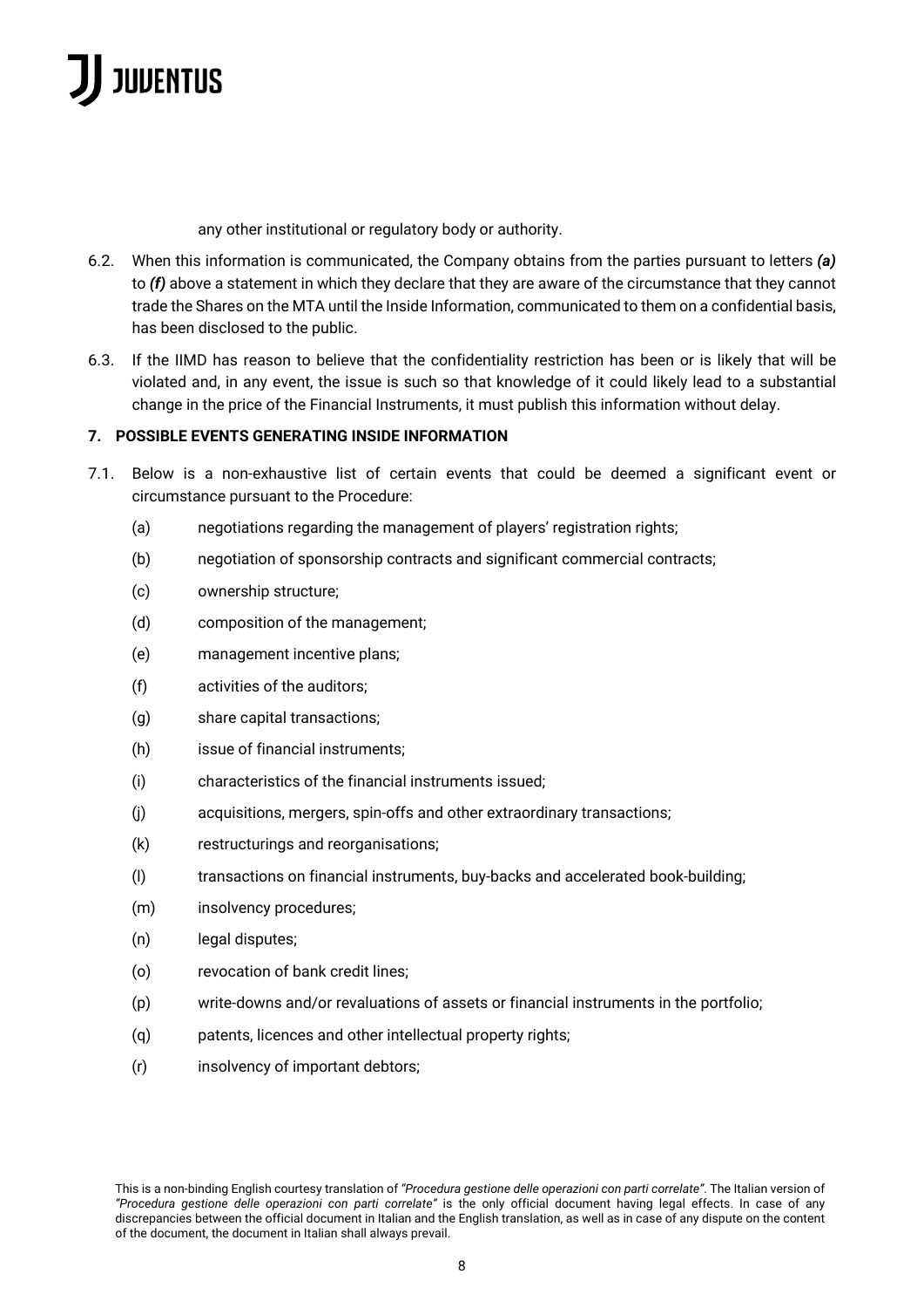any other institutional or regulatory body or authority.

6.2. When this information is communicated, the Company obtains from the parties pursuant to letters ***(a)*** to ***(f)*** above a statement in which they declare that they are aware of the circumstance that they cannot trade the Shares on the MTA until the Inside Information, communicated to them on a confidential basis, has been disclosed to the public.

6.3. If the IIMD has reason to believe that the confidentiality restriction has been or is likely that will be violated and, in any event, the issue is such so that knowledge of it could likely lead to a substantial change in the price of the Financial Instruments, it must publish this information without delay.

**7. POSSIBLE EVENTS GENERATING INSIDE INFORMATION**

7.1. Below is a non-exhaustive list of certain events that could be deemed a significant event or circumstance pursuant to the Procedure:

(a) negotiations regarding the management of players' registration rights;

(b) negotiation of sponsorship contracts and significant commercial contracts;

(c) ownership structure;

(d) composition of the management;

(e) management incentive plans;

(f) activities of the auditors;

(g) share capital transactions;

(h) issue of financial instruments;

(i) characteristics of the financial instruments issued;

(j) acquisitions, mergers, spin-offs and other extraordinary transactions;

(k) restructurings and reorganisations;

(l) transactions on financial instruments, buy-backs and accelerated book-building;

(m) insolvency procedures;

(n) legal disputes;

(o) revocation of bank credit lines;

(p) write-downs and/or revaluations of assets or financial instruments in the portfolio;

(q) patents, licences and other intellectual property rights;

(r) insolvency of important debtors;

This is a non-binding English courtesy translation of *"Procedura gestione delle operazioni con parti correlate"*. The Italian version of *"Procedura gestione delle operazioni con parti correlate"* is the only official document having legal effects. In case of any discrepancies between the official document in Italian and the English translation, as well as in case of any dispute on the content of the document, the document in Italian shall always prevail.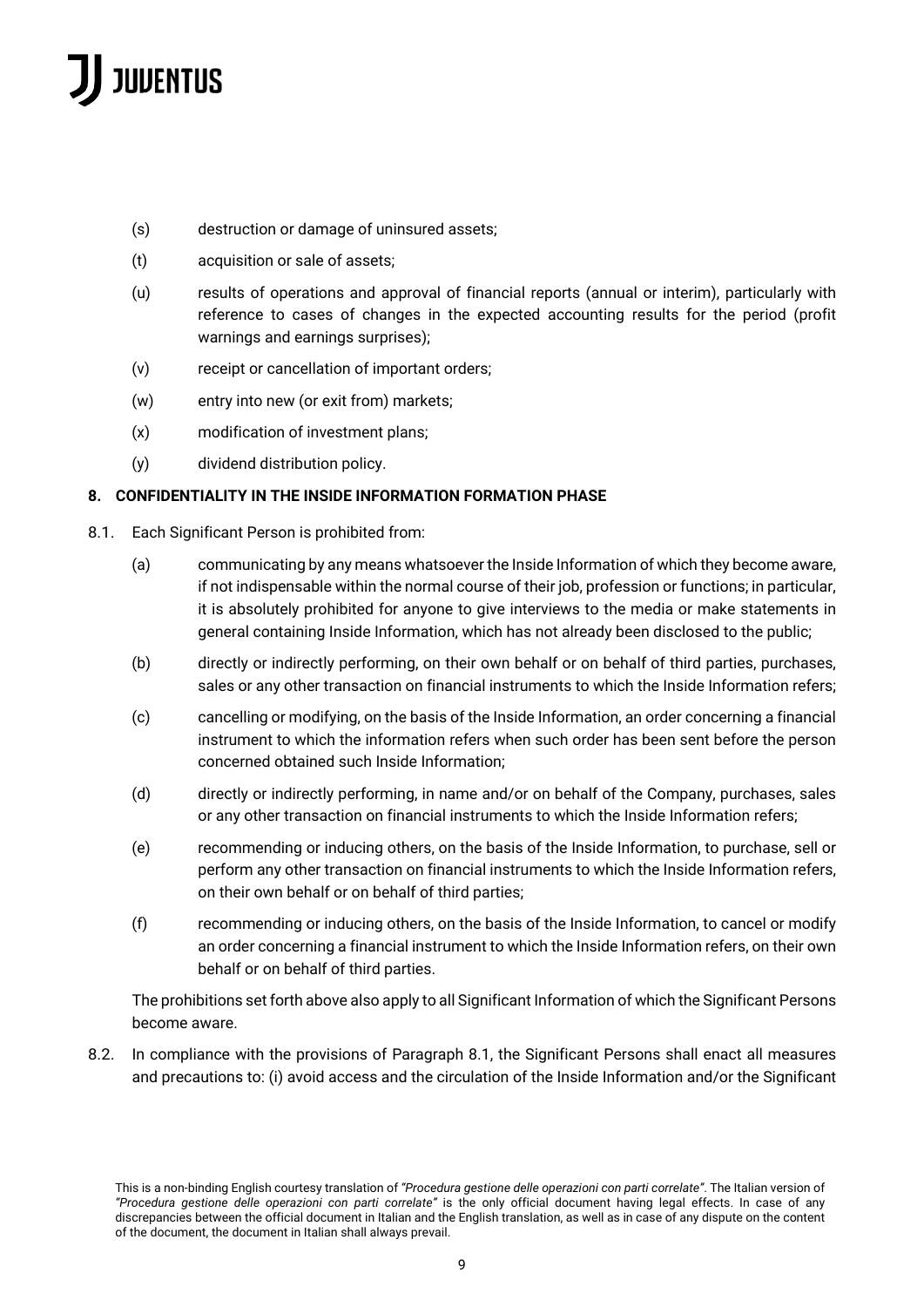(s) destruction or damage of uninsured assets;

(t) acquisition or sale of assets;

(u) results of operations and approval of financial reports (annual or interim), particularly with reference to cases of changes in the expected accounting results for the period (profit warnings and earnings surprises);

(v) receipt or cancellation of important orders;

(w) entry into new (or exit from) markets;

(x) modification of investment plans;

(y) dividend distribution policy.

## 8. CONFIDENTIALITY IN THE INSIDE INFORMATION FORMATION PHASE

8.1. Each Significant Person is prohibited from:

(a) communicating by any means whatsoever the Inside Information of which they become aware, if not indispensable within the normal course of their job, profession or functions; in particular, it is absolutely prohibited for anyone to give interviews to the media or make statements in general containing Inside Information, which has not already been disclosed to the public;

(b) directly or indirectly performing, on their own behalf or on behalf of third parties, purchases, sales or any other transaction on financial instruments to which the Inside Information refers;

(c) cancelling or modifying, on the basis of the Inside Information, an order concerning a financial instrument to which the information refers when such order has been sent before the person concerned obtained such Inside Information;

(d) directly or indirectly performing, in name and/or on behalf of the Company, purchases, sales or any other transaction on financial instruments to which the Inside Information refers;

(e) recommending or inducing others, on the basis of the Inside Information, to purchase, sell or perform any other transaction on financial instruments to which the Inside Information refers, on their own behalf or on behalf of third parties;

(f) recommending or inducing others, on the basis of the Inside Information, to cancel or modify an order concerning a financial instrument to which the Inside Information refers, on their own behalf or on behalf of third parties.

The prohibitions set forth above also apply to all Significant Information of which the Significant Persons become aware.

8.2. In compliance with the provisions of Paragraph 8.1, the Significant Persons shall enact all measures and precautions to: (i) avoid access and the circulation of the Inside Information and/or the Significant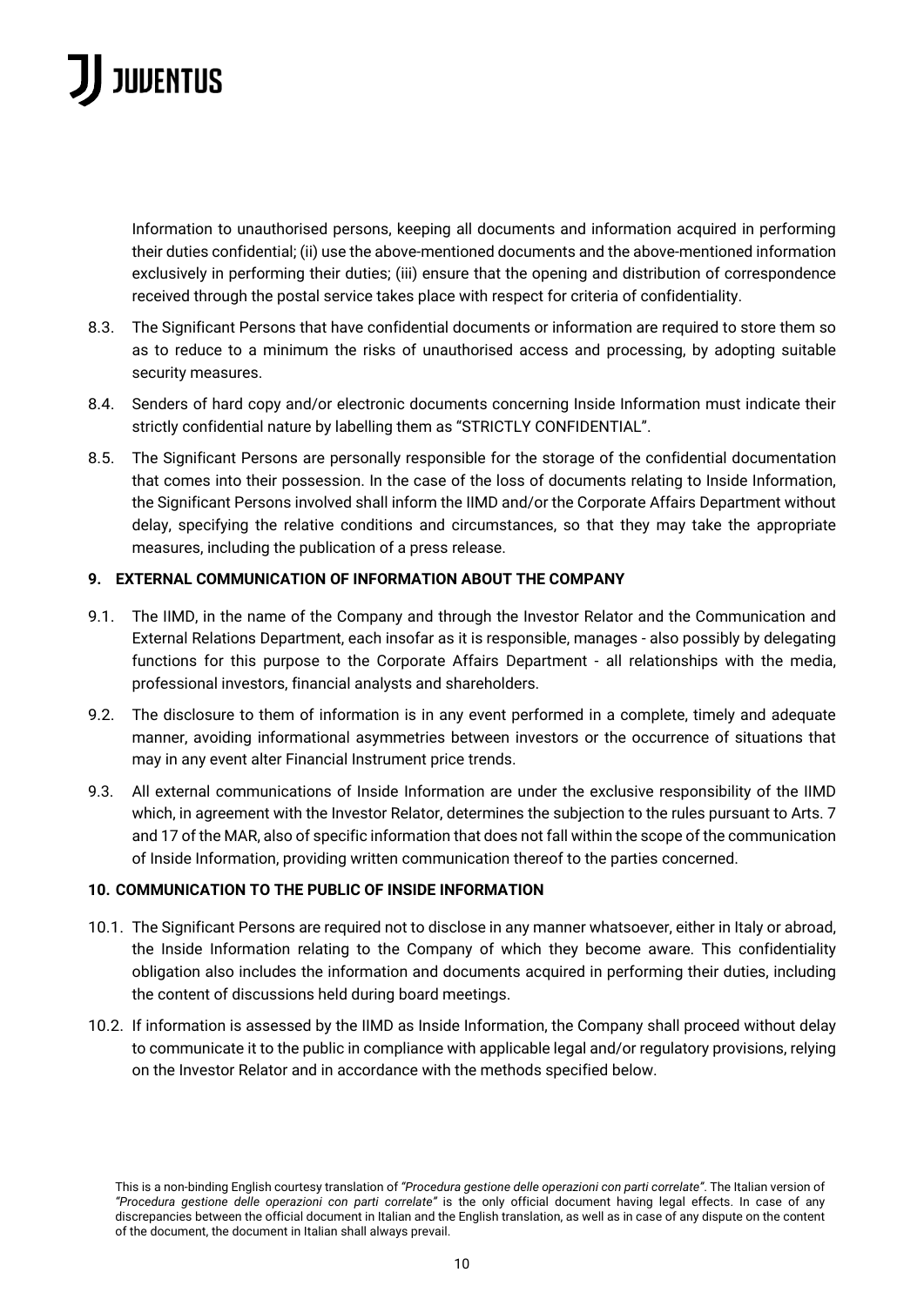Information to unauthorised persons, keeping all documents and information acquired in performing their duties confidential; (ii) use the above-mentioned documents and the above-mentioned information exclusively in performing their duties; (iii) ensure that the opening and distribution of correspondence received through the postal service takes place with respect for criteria of confidentiality.

8.3. The Significant Persons that have confidential documents or information are required to store them so as to reduce to a minimum the risks of unauthorised access and processing, by adopting suitable security measures.

8.4. Senders of hard copy and/or electronic documents concerning Inside Information must indicate their strictly confidential nature by labelling them as "STRICTLY CONFIDENTIAL".

8.5. The Significant Persons are personally responsible for the storage of the confidential documentation that comes into their possession. In the case of the loss of documents relating to Inside Information, the Significant Persons involved shall inform the IIMD and/or the Corporate Affairs Department without delay, specifying the relative conditions and circumstances, so that they may take the appropriate measures, including the publication of a press release.

### 9. EXTERNAL COMMUNICATION OF INFORMATION ABOUT THE COMPANY

9.1. The IIMD, in the name of the Company and through the Investor Relator and the Communication and External Relations Department, each insofar as it is responsible, manages - also possibly by delegating functions for this purpose to the Corporate Affairs Department - all relationships with the media, professional investors, financial analysts and shareholders.

9.2. The disclosure to them of information is in any event performed in a complete, timely and adequate manner, avoiding informational asymmetries between investors or the occurrence of situations that may in any event alter Financial Instrument price trends.

9.3. All external communications of Inside Information are under the exclusive responsibility of the IIMD which, in agreement with the Investor Relator, determines the subjection to the rules pursuant to Arts. 7 and 17 of the MAR, also of specific information that does not fall within the scope of the communication of Inside Information, providing written communication thereof to the parties concerned.

### 10. COMMUNICATION TO THE PUBLIC OF INSIDE INFORMATION

10.1. The Significant Persons are required not to disclose in any manner whatsoever, either in Italy or abroad, the Inside Information relating to the Company of which they become aware. This confidentiality obligation also includes the information and documents acquired in performing their duties, including the content of discussions held during board meetings.

10.2. If information is assessed by the IIMD as Inside Information, the Company shall proceed without delay to communicate it to the public in compliance with applicable legal and/or regulatory provisions, relying on the Investor Relator and in accordance with the methods specified below.

This is a non-binding English courtesy translation of *"Procedura gestione delle operazioni con parti correlate"*. The Italian version of *"Procedura gestione delle operazioni con parti correlate"* is the only official document having legal effects. In case of any discrepancies between the official document in Italian and the English translation, as well as in case of any dispute on the content of the document, the document in Italian shall always prevail.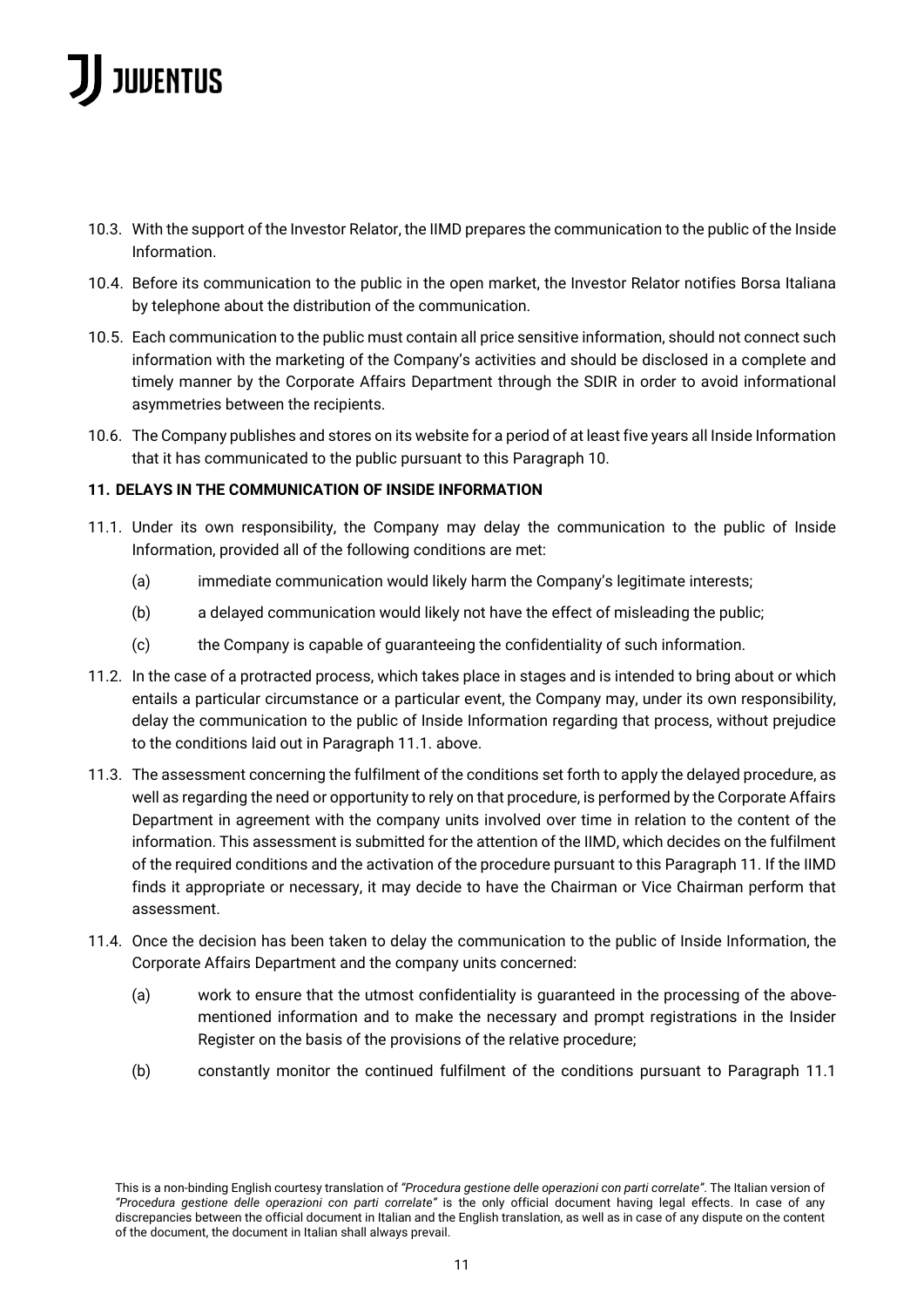10.3. With the support of the Investor Relator, the IIMD prepares the communication to the public of the Inside Information.

10.4. Before its communication to the public in the open market, the Investor Relator notifies Borsa Italiana by telephone about the distribution of the communication.

10.5. Each communication to the public must contain all price sensitive information, should not connect such information with the marketing of the Company's activities and should be disclosed in a complete and timely manner by the Corporate Affairs Department through the SDIR in order to avoid informational asymmetries between the recipients.

10.6. The Company publishes and stores on its website for a period of at least five years all Inside Information that it has communicated to the public pursuant to this Paragraph 10.

**11. DELAYS IN THE COMMUNICATION OF INSIDE INFORMATION**

11.1. Under its own responsibility, the Company may delay the communication to the public of Inside Information, provided all of the following conditions are met:

   (a) immediate communication would likely harm the Company's legitimate interests;

   (b) a delayed communication would likely not have the effect of misleading the public;

   (c) the Company is capable of guaranteeing the confidentiality of such information.

11.2. In the case of a protracted process, which takes place in stages and is intended to bring about or which entails a particular circumstance or a particular event, the Company may, under its own responsibility, delay the communication to the public of Inside Information regarding that process, without prejudice to the conditions laid out in Paragraph 11.1. above.

11.3. The assessment concerning the fulfilment of the conditions set forth to apply the delayed procedure, as well as regarding the need or opportunity to rely on that procedure, is performed by the Corporate Affairs Department in agreement with the company units involved over time in relation to the content of the information. This assessment is submitted for the attention of the IIMD, which decides on the fulfilment of the required conditions and the activation of the procedure pursuant to this Paragraph 11. If the IIMD finds it appropriate or necessary, it may decide to have the Chairman or Vice Chairman perform that assessment.

11.4. Once the decision has been taken to delay the communication to the public of Inside Information, the Corporate Affairs Department and the company units concerned:

   (a) work to ensure that the utmost confidentiality is guaranteed in the processing of the above-mentioned information and to make the necessary and prompt registrations in the Insider Register on the basis of the provisions of the relative procedure;

   (b) constantly monitor the continued fulfilment of the conditions pursuant to Paragraph 11.1

This is a non-binding English courtesy translation of *"Procedura gestione delle operazioni con parti correlate"*. The Italian version of *"Procedura gestione delle operazioni con parti correlate"* is the only official document having legal effects. In case of any discrepancies between the official document in Italian and the English translation, as well as in case of any dispute on the content of the document, the document in Italian shall always prevail.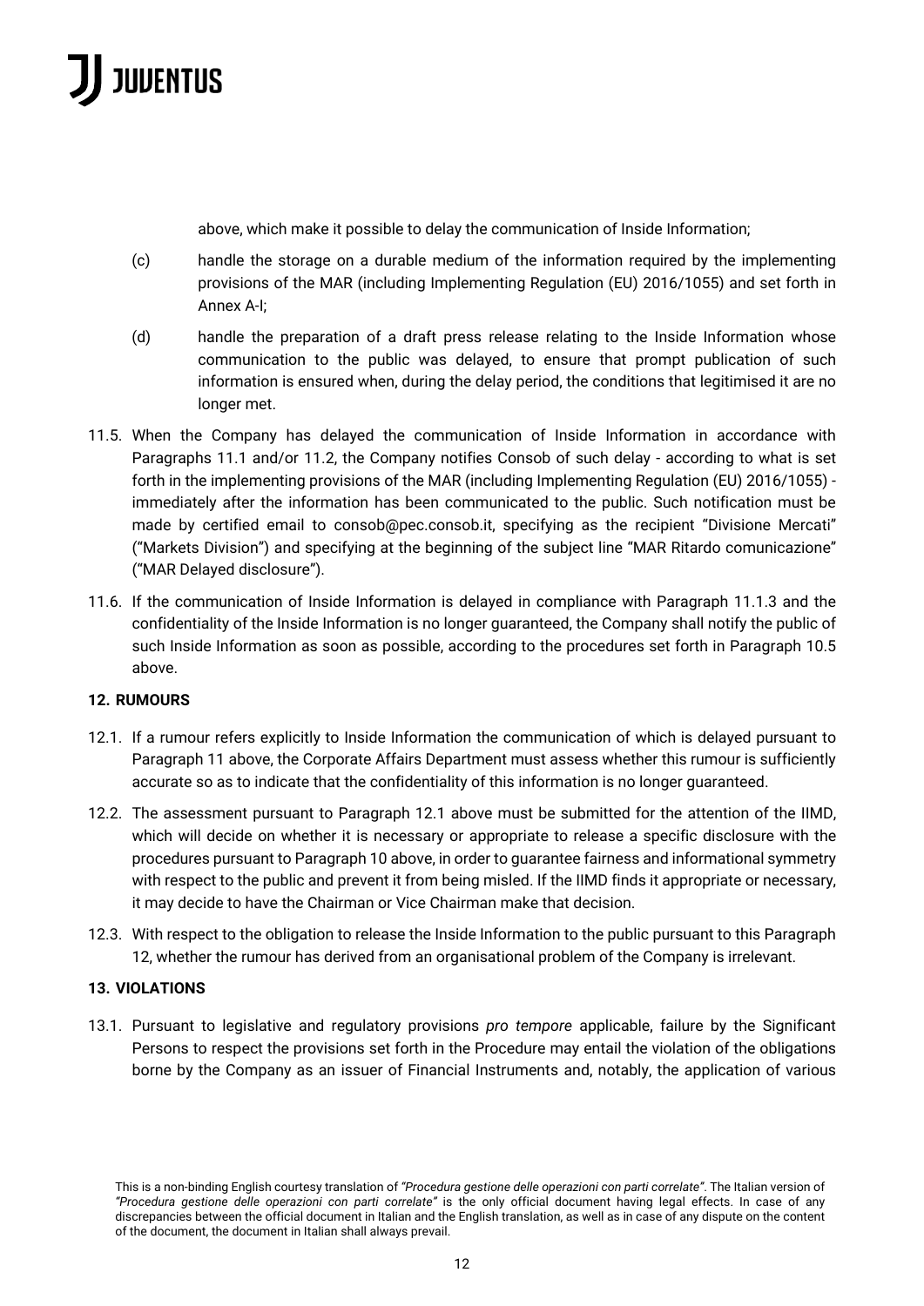above, which make it possible to delay the communication of Inside Information;

(c) handle the storage on a durable medium of the information required by the implementing provisions of the MAR (including Implementing Regulation (EU) 2016/1055) and set forth in Annex A-I;

(d) handle the preparation of a draft press release relating to the Inside Information whose communication to the public was delayed, to ensure that prompt publication of such information is ensured when, during the delay period, the conditions that legitimised it are no longer met.

11.5. When the Company has delayed the communication of Inside Information in accordance with Paragraphs 11.1 and/or 11.2, the Company notifies Consob of such delay - according to what is set forth in the implementing provisions of the MAR (including Implementing Regulation (EU) 2016/1055) - immediately after the information has been communicated to the public. Such notification must be made by certified email to consob@pec.consob.it, specifying as the recipient "Divisione Mercati" ("Markets Division") and specifying at the beginning of the subject line "MAR Ritardo comunicazione" ("MAR Delayed disclosure").

11.6. If the communication of Inside Information is delayed in compliance with Paragraph 11.1.3 and the confidentiality of the Inside Information is no longer guaranteed, the Company shall notify the public of such Inside Information as soon as possible, according to the procedures set forth in Paragraph 10.5 above.

## 12. RUMOURS

12.1. If a rumour refers explicitly to Inside Information the communication of which is delayed pursuant to Paragraph 11 above, the Corporate Affairs Department must assess whether this rumour is sufficiently accurate so as to indicate that the confidentiality of this information is no longer guaranteed.

12.2. The assessment pursuant to Paragraph 12.1 above must be submitted for the attention of the IIMD, which will decide on whether it is necessary or appropriate to release a specific disclosure with the procedures pursuant to Paragraph 10 above, in order to guarantee fairness and informational symmetry with respect to the public and prevent it from being misled. If the IIMD finds it appropriate or necessary, it may decide to have the Chairman or Vice Chairman make that decision.

12.3. With respect to the obligation to release the Inside Information to the public pursuant to this Paragraph 12, whether the rumour has derived from an organisational problem of the Company is irrelevant.

## 13. VIOLATIONS

13.1. Pursuant to legislative and regulatory provisions *pro tempore* applicable, failure by the Significant Persons to respect the provisions set forth in the Procedure may entail the violation of the obligations borne by the Company as an issuer of Financial Instruments and, notably, the application of various

This is a non-binding English courtesy translation of *"Procedura gestione delle operazioni con parti correlate"*. The Italian version of *"Procedura gestione delle operazioni con parti correlate"* is the only official document having legal effects. In case of any discrepancies between the official document in Italian and the English translation, as well as in case of any dispute on the content of the document, the document in Italian shall always prevail.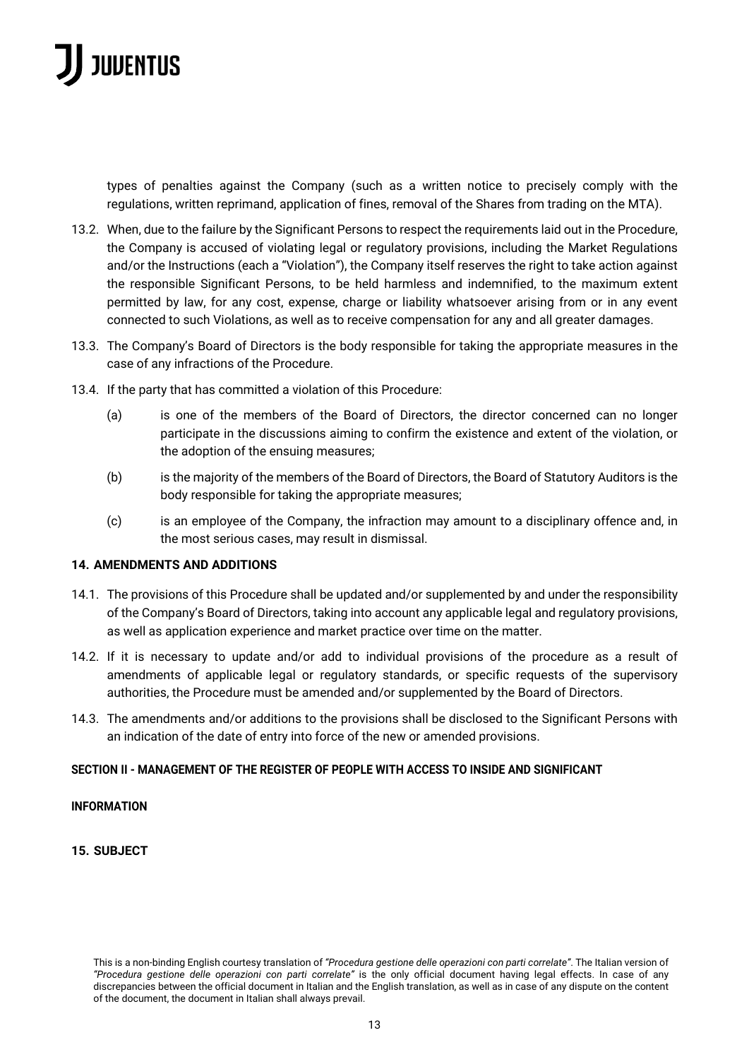types of penalties against the Company (such as a written notice to precisely comply with the regulations, written reprimand, application of fines, removal of the Shares from trading on the MTA).

13.2. When, due to the failure by the Significant Persons to respect the requirements laid out in the Procedure, the Company is accused of violating legal or regulatory provisions, including the Market Regulations and/or the Instructions (each a "Violation"), the Company itself reserves the right to take action against the responsible Significant Persons, to be held harmless and indemnified, to the maximum extent permitted by law, for any cost, expense, charge or liability whatsoever arising from or in any event connected to such Violations, as well as to receive compensation for any and all greater damages.

13.3. The Company's Board of Directors is the body responsible for taking the appropriate measures in the case of any infractions of the Procedure.

13.4. If the party that has committed a violation of this Procedure:

(a) is one of the members of the Board of Directors, the director concerned can no longer participate in the discussions aiming to confirm the existence and extent of the violation, or the adoption of the ensuing measures;

(b) is the majority of the members of the Board of Directors, the Board of Statutory Auditors is the body responsible for taking the appropriate measures;

(c) is an employee of the Company, the infraction may amount to a disciplinary offence and, in the most serious cases, may result in dismissal.

## 14. AMENDMENTS AND ADDITIONS

14.1. The provisions of this Procedure shall be updated and/or supplemented by and under the responsibility of the Company's Board of Directors, taking into account any applicable legal and regulatory provisions, as well as application experience and market practice over time on the matter.

14.2. If it is necessary to update and/or add to individual provisions of the procedure as a result of amendments of applicable legal or regulatory standards, or specific requests of the supervisory authorities, the Procedure must be amended and/or supplemented by the Board of Directors.

14.3. The amendments and/or additions to the provisions shall be disclosed to the Significant Persons with an indication of the date of entry into force of the new or amended provisions.

## SECTION II - MANAGEMENT OF THE REGISTER OF PEOPLE WITH ACCESS TO INSIDE AND SIGNIFICANT INFORMATION

## 15. SUBJECT

This is a non-binding English courtesy translation of *"Procedura gestione delle operazioni con parti correlate"*. The Italian version of *"Procedura gestione delle operazioni con parti correlate"* is the only official document having legal effects. In case of any discrepancies between the official document in Italian and the English translation, as well as in case of any dispute on the content of the document, the document in Italian shall always prevail.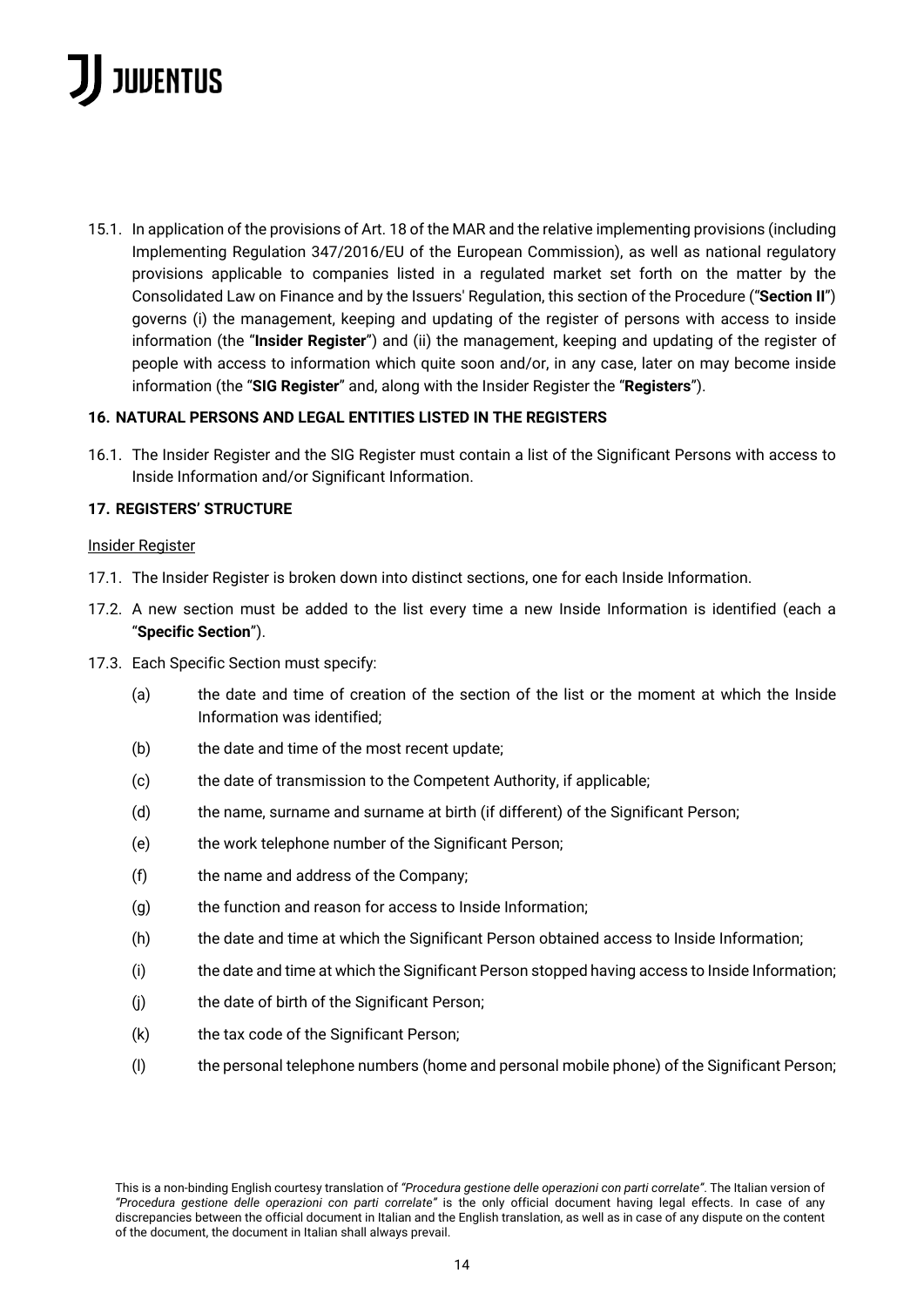15.1. In application of the provisions of Art. 18 of the MAR and the relative implementing provisions (including Implementing Regulation 347/2016/EU of the European Commission), as well as national regulatory provisions applicable to companies listed in a regulated market set forth on the matter by the Consolidated Law on Finance and by the Issuers' Regulation, this section of the Procedure ("**Section II**") governs (i) the management, keeping and updating of the register of persons with access to inside information (the "**Insider Register**") and (ii) the management, keeping and updating of the register of people with access to information which quite soon and/or, in any case, later on may become inside information (the "**SIG Register**" and, along with the Insider Register the "**Registers**").

### 16. NATURAL PERSONS AND LEGAL ENTITIES LISTED IN THE REGISTERS

16.1. The Insider Register and the SIG Register must contain a list of the Significant Persons with access to Inside Information and/or Significant Information.

### 17. REGISTERS' STRUCTURE

<u>Insider Register</u>

17.1. The Insider Register is broken down into distinct sections, one for each Inside Information.

17.2. A new section must be added to the list every time a new Inside Information is identified (each a "**Specific Section**").

17.3. Each Specific Section must specify:

(a) the date and time of creation of the section of the list or the moment at which the Inside Information was identified;

(b) the date and time of the most recent update;

(c) the date of transmission to the Competent Authority, if applicable;

(d) the name, surname and surname at birth (if different) of the Significant Person;

(e) the work telephone number of the Significant Person;

(f) the name and address of the Company;

(g) the function and reason for access to Inside Information;

(h) the date and time at which the Significant Person obtained access to Inside Information;

(i) the date and time at which the Significant Person stopped having access to Inside Information;

(j) the date of birth of the Significant Person;

(k) the tax code of the Significant Person;

(l) the personal telephone numbers (home and personal mobile phone) of the Significant Person;

This is a non-binding English courtesy translation of *"Procedura gestione delle operazioni con parti correlate"*. The Italian version of *"Procedura gestione delle operazioni con parti correlate"* is the only official document having legal effects. In case of any discrepancies between the official document in Italian and the English translation, as well as in case of any dispute on the content of the document, the document in Italian shall always prevail.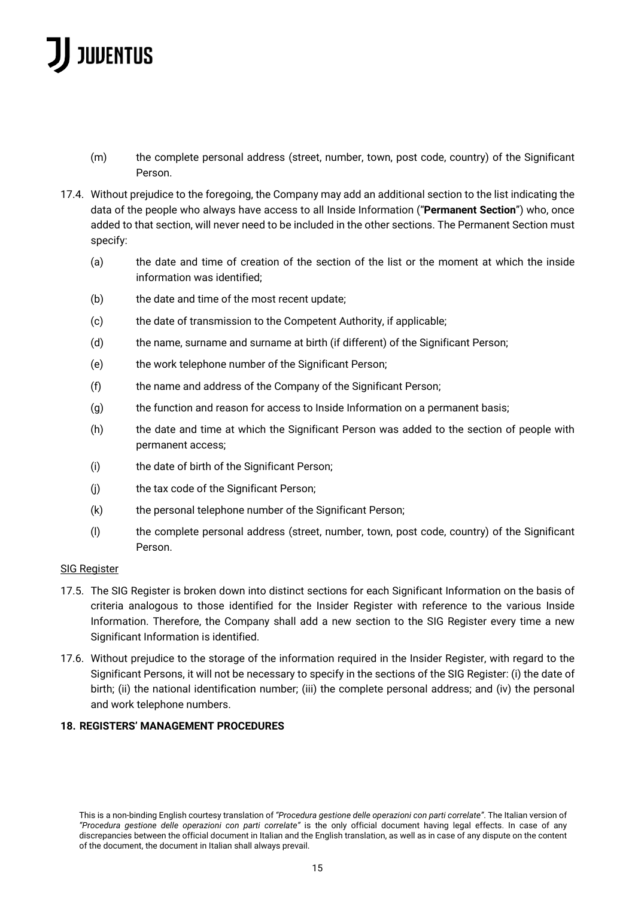(m) the complete personal address (street, number, town, post code, country) of the Significant Person.

17.4. Without prejudice to the foregoing, the Company may add an additional section to the list indicating the data of the people who always have access to all Inside Information ("**Permanent Section**") who, once added to that section, will never need to be included in the other sections. The Permanent Section must specify:

(a) the date and time of creation of the section of the list or the moment at which the inside information was identified;

(b) the date and time of the most recent update;

(c) the date of transmission to the Competent Authority, if applicable;

(d) the name, surname and surname at birth (if different) of the Significant Person;

(e) the work telephone number of the Significant Person;

(f) the name and address of the Company of the Significant Person;

(g) the function and reason for access to Inside Information on a permanent basis;

(h) the date and time at which the Significant Person was added to the section of people with permanent access;

(i) the date of birth of the Significant Person;

(j) the tax code of the Significant Person;

(k) the personal telephone number of the Significant Person;

(l) the complete personal address (street, number, town, post code, country) of the Significant Person.

SIG Register

17.5. The SIG Register is broken down into distinct sections for each Significant Information on the basis of criteria analogous to those identified for the Insider Register with reference to the various Inside Information. Therefore, the Company shall add a new section to the SIG Register every time a new Significant Information is identified.

17.6. Without prejudice to the storage of the information required in the Insider Register, with regard to the Significant Persons, it will not be necessary to specify in the sections of the SIG Register: (i) the date of birth; (ii) the national identification number; (iii) the complete personal address; and (iv) the personal and work telephone numbers.

## 18. REGISTERS' MANAGEMENT PROCEDURES

This is a non-binding English courtesy translation of *"Procedura gestione delle operazioni con parti correlate"*. The Italian version of *"Procedura gestione delle operazioni con parti correlate"* is the only official document having legal effects. In case of any discrepancies between the official document in Italian and the English translation, as well as in case of any dispute on the content of the document, the document in Italian shall always prevail.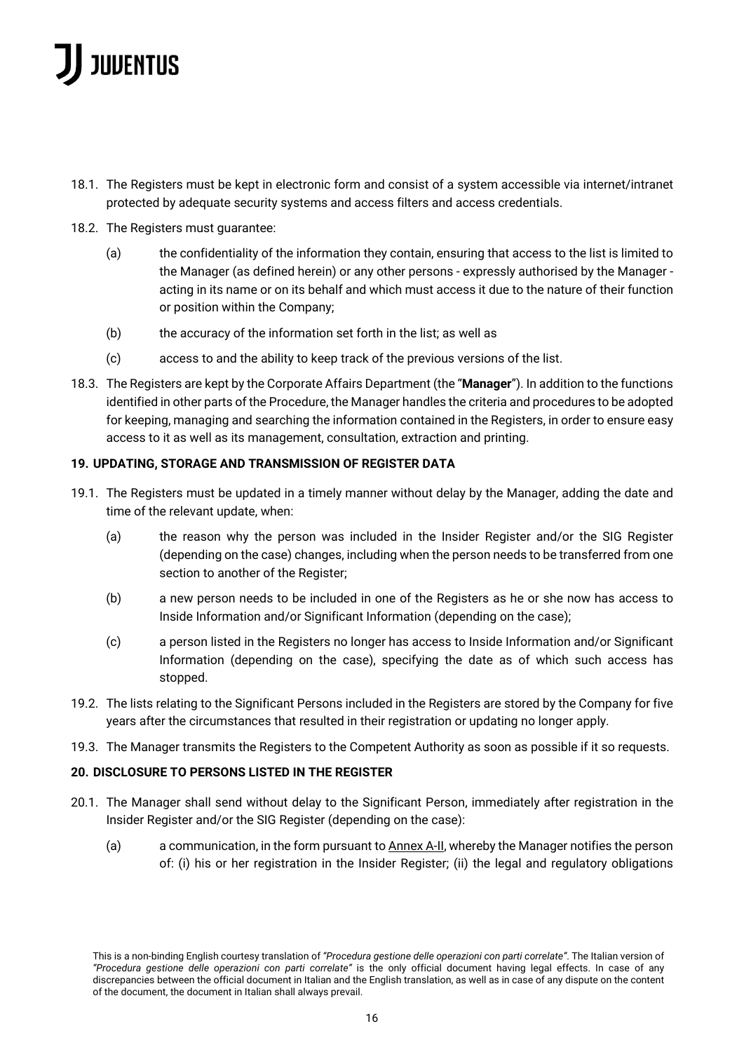18.1. The Registers must be kept in electronic form and consist of a system accessible via internet/intranet protected by adequate security systems and access filters and access credentials.

18.2. The Registers must guarantee:

(a) the confidentiality of the information they contain, ensuring that access to the list is limited to the Manager (as defined herein) or any other persons - expressly authorised by the Manager - acting in its name or on its behalf and which must access it due to the nature of their function or position within the Company;

(b) the accuracy of the information set forth in the list; as well as

(c) access to and the ability to keep track of the previous versions of the list.

18.3. The Registers are kept by the Corporate Affairs Department (the "**Manager**"). In addition to the functions identified in other parts of the Procedure, the Manager handles the criteria and procedures to be adopted for keeping, managing and searching the information contained in the Registers, in order to ensure easy access to it as well as its management, consultation, extraction and printing.

## 19. UPDATING, STORAGE AND TRANSMISSION OF REGISTER DATA

19.1. The Registers must be updated in a timely manner without delay by the Manager, adding the date and time of the relevant update, when:

(a) the reason why the person was included in the Insider Register and/or the SIG Register (depending on the case) changes, including when the person needs to be transferred from one section to another of the Register;

(b) a new person needs to be included in one of the Registers as he or she now has access to Inside Information and/or Significant Information (depending on the case);

(c) a person listed in the Registers no longer has access to Inside Information and/or Significant Information (depending on the case), specifying the date as of which such access has stopped.

19.2. The lists relating to the Significant Persons included in the Registers are stored by the Company for five years after the circumstances that resulted in their registration or updating no longer apply.

19.3. The Manager transmits the Registers to the Competent Authority as soon as possible if it so requests.

## 20. DISCLOSURE TO PERSONS LISTED IN THE REGISTER

20.1. The Manager shall send without delay to the Significant Person, immediately after registration in the Insider Register and/or the SIG Register (depending on the case):

(a) a communication, in the form pursuant to Annex A-II, whereby the Manager notifies the person of: (i) his or her registration in the Insider Register; (ii) the legal and regulatory obligations

This is a non-binding English courtesy translation of *"Procedura gestione delle operazioni con parti correlate"*. The Italian version of *"Procedura gestione delle operazioni con parti correlate"* is the only official document having legal effects. In case of any discrepancies between the official document in Italian and the English translation, as well as in case of any dispute on the content of the document, the document in Italian shall always prevail.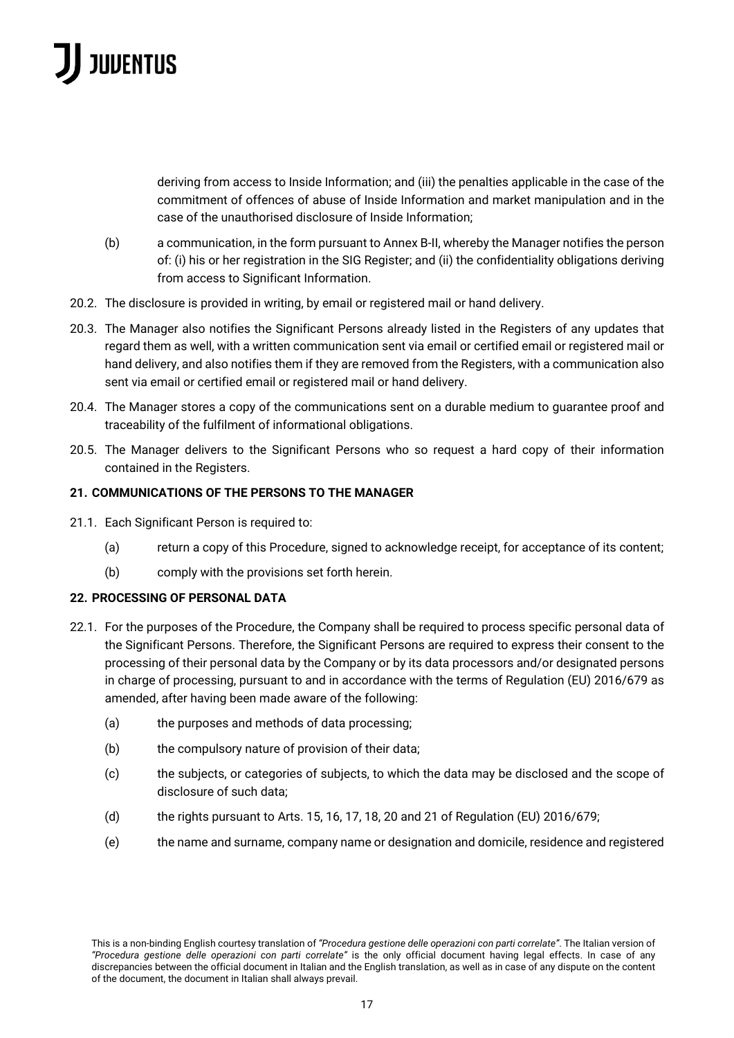deriving from access to Inside Information; and (iii) the penalties applicable in the case of the commitment of offences of abuse of Inside Information and market manipulation and in the case of the unauthorised disclosure of Inside Information;

(b) a communication, in the form pursuant to Annex B-II, whereby the Manager notifies the person of: (i) his or her registration in the SIG Register; and (ii) the confidentiality obligations deriving from access to Significant Information.

20.2. The disclosure is provided in writing, by email or registered mail or hand delivery.

20.3. The Manager also notifies the Significant Persons already listed in the Registers of any updates that regard them as well, with a written communication sent via email or certified email or registered mail or hand delivery, and also notifies them if they are removed from the Registers, with a communication also sent via email or certified email or registered mail or hand delivery.

20.4. The Manager stores a copy of the communications sent on a durable medium to guarantee proof and traceability of the fulfilment of informational obligations.

20.5. The Manager delivers to the Significant Persons who so request a hard copy of their information contained in the Registers.

## 21. COMMUNICATIONS OF THE PERSONS TO THE MANAGER

21.1. Each Significant Person is required to:

(a) return a copy of this Procedure, signed to acknowledge receipt, for acceptance of its content;

(b) comply with the provisions set forth herein.

## 22. PROCESSING OF PERSONAL DATA

22.1. For the purposes of the Procedure, the Company shall be required to process specific personal data of the Significant Persons. Therefore, the Significant Persons are required to express their consent to the processing of their personal data by the Company or by its data processors and/or designated persons in charge of processing, pursuant to and in accordance with the terms of Regulation (EU) 2016/679 as amended, after having been made aware of the following:

(a) the purposes and methods of data processing;

(b) the compulsory nature of provision of their data;

(c) the subjects, or categories of subjects, to which the data may be disclosed and the scope of disclosure of such data;

(d) the rights pursuant to Arts. 15, 16, 17, 18, 20 and 21 of Regulation (EU) 2016/679;

(e) the name and surname, company name or designation and domicile, residence and registered

This is a non-binding English courtesy translation of *"Procedura gestione delle operazioni con parti correlate"*. The Italian version of *"Procedura gestione delle operazioni con parti correlate"* is the only official document having legal effects. In case of any discrepancies between the official document in Italian and the English translation, as well as in case of any dispute on the content of the document, the document in Italian shall always prevail.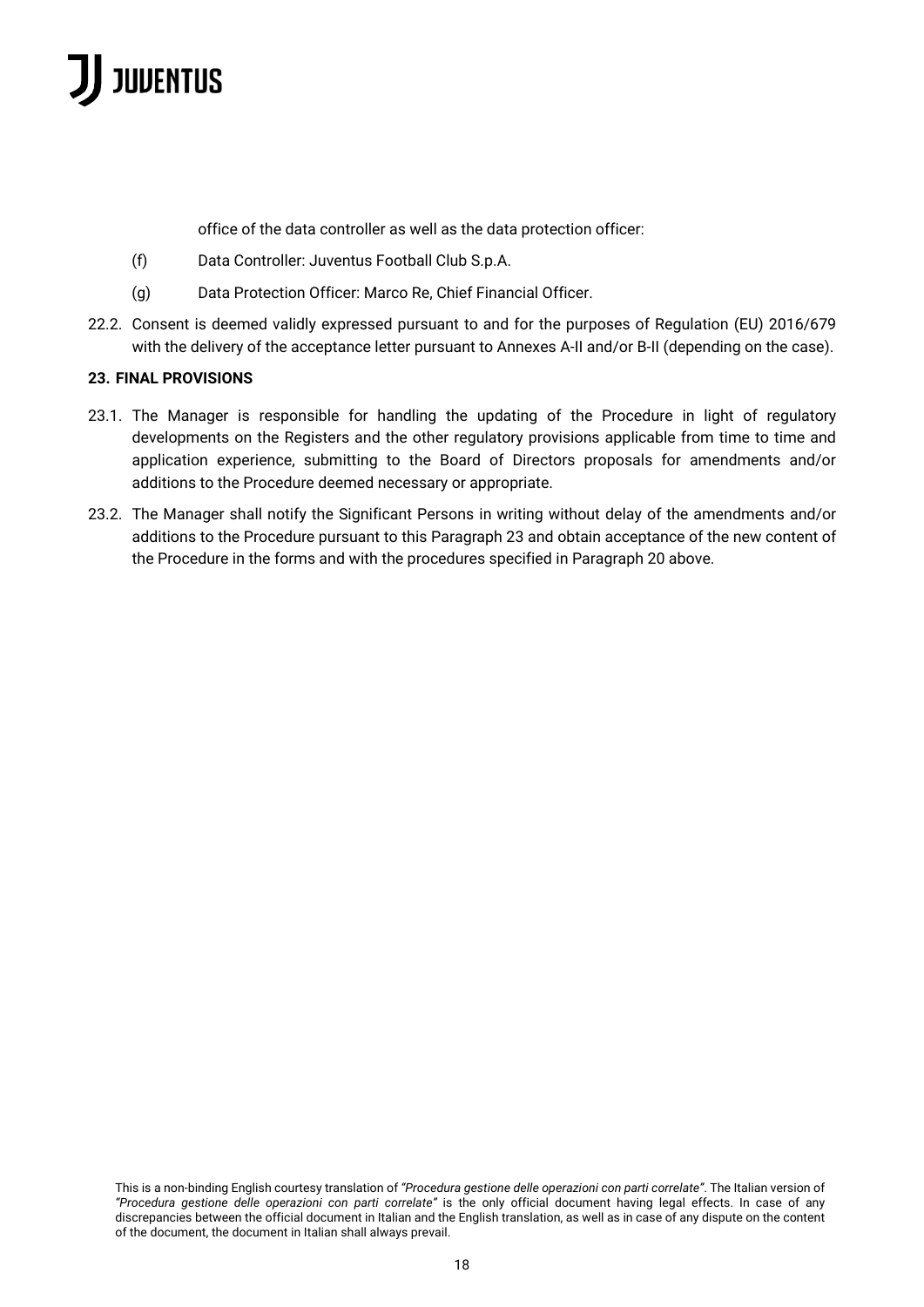office of the data controller as well as the data protection officer:

(f) Data Controller: Juventus Football Club S.p.A.

(g) Data Protection Officer: Marco Re, Chief Financial Officer.

22.2. Consent is deemed validly expressed pursuant to and for the purposes of Regulation (EU) 2016/679 with the delivery of the acceptance letter pursuant to Annexes A-II and/or B-II (depending on the case).

**23. FINAL PROVISIONS**

23.1. The Manager is responsible for handling the updating of the Procedure in light of regulatory developments on the Registers and the other regulatory provisions applicable from time to time and application experience, submitting to the Board of Directors proposals for amendments and/or additions to the Procedure deemed necessary or appropriate.

23.2. The Manager shall notify the Significant Persons in writing without delay of the amendments and/or additions to the Procedure pursuant to this Paragraph 23 and obtain acceptance of the new content of the Procedure in the forms and with the procedures specified in Paragraph 20 above.

This is a non-binding English courtesy translation of *"Procedura gestione delle operazioni con parti correlate"*. The Italian version of *"Procedura gestione delle operazioni con parti correlate"* is the only official document having legal effects. In case of any discrepancies between the official document in Italian and the English translation, as well as in case of any dispute on the content of the document, the document in Italian shall always prevail.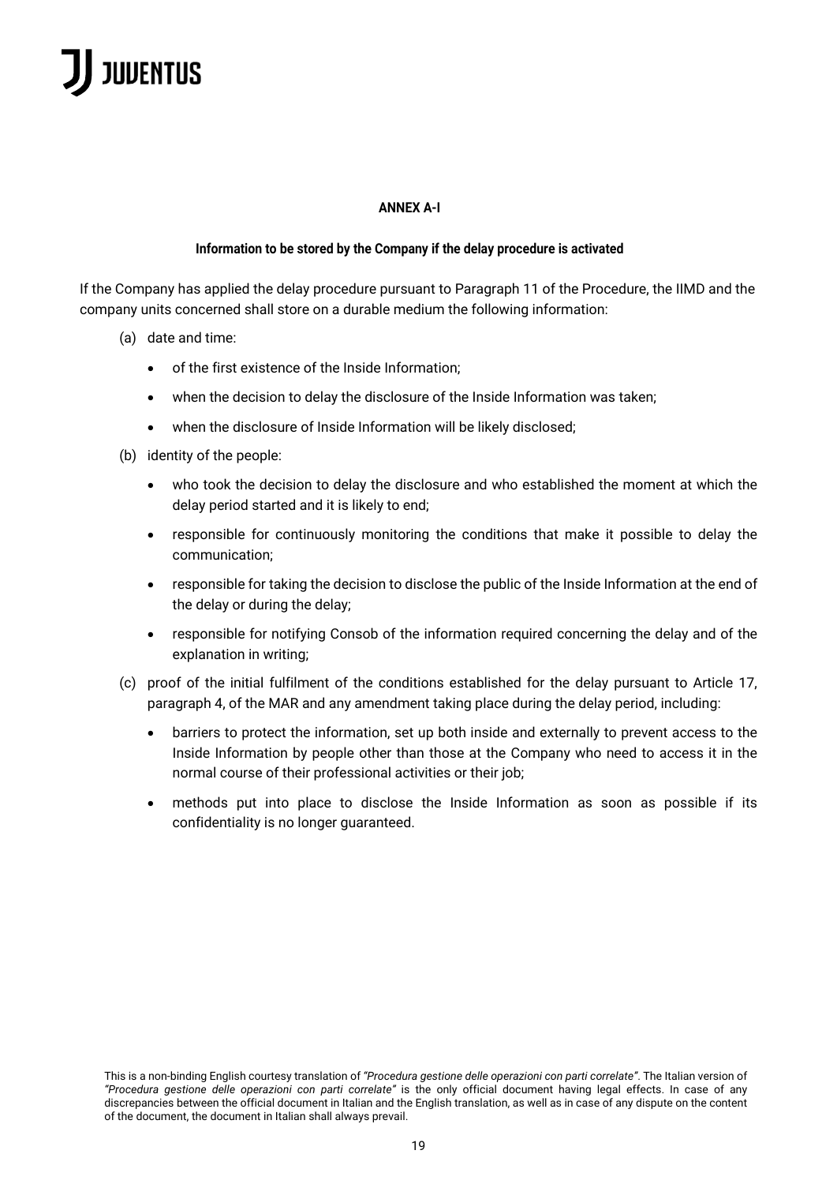**ANNEX A-I**

**Information to be stored by the Company if the delay procedure is activated**

If the Company has applied the delay procedure pursuant to Paragraph 11 of the Procedure, the IIMD and the company units concerned shall store on a durable medium the following information:

(a) date and time:

- of the first existence of the Inside Information;
- when the decision to delay the disclosure of the Inside Information was taken;
- when the disclosure of Inside Information will be likely disclosed;

(b) identity of the people:

- who took the decision to delay the disclosure and who established the moment at which the delay period started and it is likely to end;
- responsible for continuously monitoring the conditions that make it possible to delay the communication;
- responsible for taking the decision to disclose the public of the Inside Information at the end of the delay or during the delay;
- responsible for notifying Consob of the information required concerning the delay and of the explanation in writing;

(c) proof of the initial fulfilment of the conditions established for the delay pursuant to Article 17, paragraph 4, of the MAR and any amendment taking place during the delay period, including:

- barriers to protect the information, set up both inside and externally to prevent access to the Inside Information by people other than those at the Company who need to access it in the normal course of their professional activities or their job;
- methods put into place to disclose the Inside Information as soon as possible if its confidentiality is no longer guaranteed.

This is a non-binding English courtesy translation of *"Procedura gestione delle operazioni con parti correlate"*. The Italian version of *"Procedura gestione delle operazioni con parti correlate"* is the only official document having legal effects. In case of any discrepancies between the official document in Italian and the English translation, as well as in case of any dispute on the content of the document, the document in Italian shall always prevail.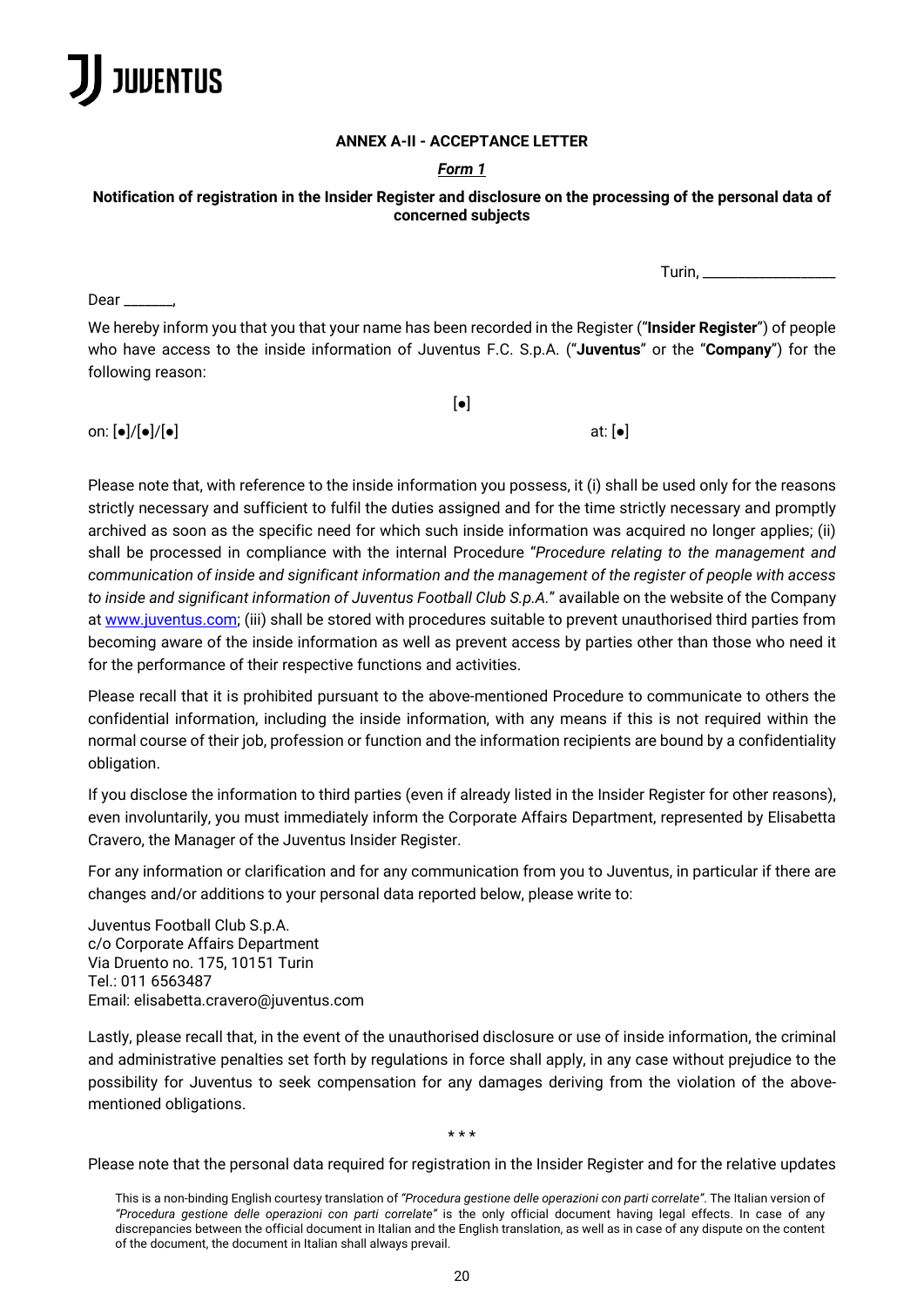**ANNEX A-II - ACCEPTANCE LETTER**

***Form 1***

**Notification of registration in the Insider Register and disclosure on the processing of the personal data of concerned subjects**

Turin, \_\_\_\_\_\_\_\_\_\_\_\_\_\_\_\_\_\_

Dear \_\_\_\_\_\_,

We hereby inform you that you that your name has been recorded in the Register ("**Insider Register**") of people who have access to the inside information of Juventus F.C. S.p.A. ("**Juventus**" or the "**Company**") for the following reason:

[●]

on: [●]/[●]/[●] at: [●]

Please note that, with reference to the inside information you possess, it (i) shall be used only for the reasons strictly necessary and sufficient to fulfil the duties assigned and for the time strictly necessary and promptly archived as soon as the specific need for which such inside information was acquired no longer applies; (ii) shall be processed in compliance with the internal Procedure "*Procedure relating to the management and communication of inside and significant information and the management of the register of people with access to inside and significant information of Juventus Football Club S.p.A.*" available on the website of the Company at www.juventus.com; (iii) shall be stored with procedures suitable to prevent unauthorised third parties from becoming aware of the inside information as well as prevent access by parties other than those who need it for the performance of their respective functions and activities.

Please recall that it is prohibited pursuant to the above-mentioned Procedure to communicate to others the confidential information, including the inside information, with any means if this is not required within the normal course of their job, profession or function and the information recipients are bound by a confidentiality obligation.

If you disclose the information to third parties (even if already listed in the Insider Register for other reasons), even involuntarily, you must immediately inform the Corporate Affairs Department, represented by Elisabetta Cravero, the Manager of the Juventus Insider Register.

For any information or clarification and for any communication from you to Juventus, in particular if there are changes and/or additions to your personal data reported below, please write to:

Juventus Football Club S.p.A.
c/o Corporate Affairs Department
Via Druento no. 175, 10151 Turin
Tel.: 011 6563487
Email: elisabetta.cravero@juventus.com

Lastly, please recall that, in the event of the unauthorised disclosure or use of inside information, the criminal and administrative penalties set forth by regulations in force shall apply, in any case without prejudice to the possibility for Juventus to seek compensation for any damages deriving from the violation of the above-mentioned obligations.

\* \* \*

Please note that the personal data required for registration in the Insider Register and for the relative updates

This is a non-binding English courtesy translation of *"Procedura gestione delle operazioni con parti correlate"*. The Italian version of *"Procedura gestione delle operazioni con parti correlate"* is the only official document having legal effects. In case of any discrepancies between the official document in Italian and the English translation, as well as in case of any dispute on the content of the document, the document in Italian shall always prevail.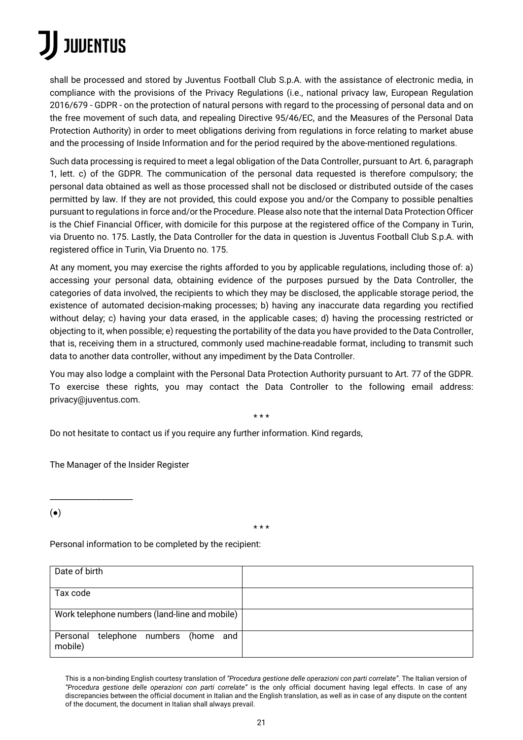shall be processed and stored by Juventus Football Club S.p.A. with the assistance of electronic media, in compliance with the provisions of the Privacy Regulations (i.e., national privacy law, European Regulation 2016/679 - GDPR - on the protection of natural persons with regard to the processing of personal data and on the free movement of such data, and repealing Directive 95/46/EC, and the Measures of the Personal Data Protection Authority) in order to meet obligations deriving from regulations in force relating to market abuse and the processing of Inside Information and for the period required by the above-mentioned regulations.

Such data processing is required to meet a legal obligation of the Data Controller, pursuant to Art. 6, paragraph 1, lett. c) of the GDPR. The communication of the personal data requested is therefore compulsory; the personal data obtained as well as those processed shall not be disclosed or distributed outside of the cases permitted by law. If they are not provided, this could expose you and/or the Company to possible penalties pursuant to regulations in force and/or the Procedure. Please also note that the internal Data Protection Officer is the Chief Financial Officer, with domicile for this purpose at the registered office of the Company in Turin, via Druento no. 175. Lastly, the Data Controller for the data in question is Juventus Football Club S.p.A. with registered office in Turin, Via Druento no. 175.

At any moment, you may exercise the rights afforded to you by applicable regulations, including those of: a) accessing your personal data, obtaining evidence of the purposes pursued by the Data Controller, the categories of data involved, the recipients to which they may be disclosed, the applicable storage period, the existence of automated decision-making processes; b) having any inaccurate data regarding you rectified without delay; c) having your data erased, in the applicable cases; d) having the processing restricted or objecting to it, when possible; e) requesting the portability of the data you have provided to the Data Controller, that is, receiving them in a structured, commonly used machine-readable format, including to transmit such data to another data controller, without any impediment by the Data Controller.

You may also lodge a complaint with the Personal Data Protection Authority pursuant to Art. 77 of the GDPR. To exercise these rights, you may contact the Data Controller to the following email address: privacy@juventus.com.

\* \* \*

Do not hesitate to contact us if you require any further information. Kind regards,

The Manager of the Insider Register

\_\_\_\_\_\_\_\_\_\_\_\_\_\_\_\_\_\_\_\_

(●)

\* \* \*

Personal information to be completed by the recipient:

| Date of birth | |
|---|---|
| Tax code | |
| Work telephone numbers (land-line and mobile) | |
| Personal telephone numbers (home and mobile) | |

This is a non-binding English courtesy translation of *"Procedura gestione delle operazioni con parti correlate"*. The Italian version of *"Procedura gestione delle operazioni con parti correlate"* is the only official document having legal effects. In case of any discrepancies between the official document in Italian and the English translation, as well as in case of any dispute on the content of the document, the document in Italian shall always prevail.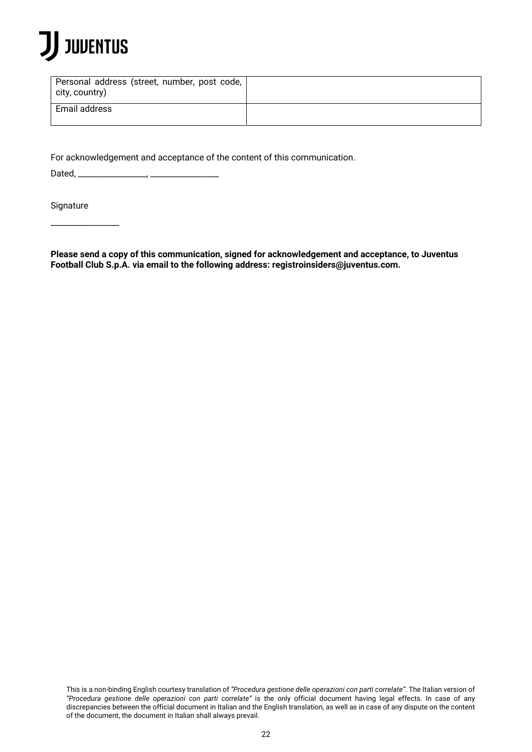| Personal address (street, number, post code, city, country) | |
| --- | --- |
| Email address | |

For acknowledgement and acceptance of the content of this communication.

Dated, ________________, ________________

Signature

________________

**Please send a copy of this communication, signed for acknowledgement and acceptance, to Juventus Football Club S.p.A. via email to the following address: registroinsiders@juventus.com.**

This is a non-binding English courtesy translation of *"Procedura gestione delle operazioni con parti correlate"*. The Italian version of *"Procedura gestione delle operazioni con parti correlate"* is the only official document having legal effects. In case of any discrepancies between the official document in Italian and the English translation, as well as in case of any dispute on the content of the document, the document in Italian shall always prevail.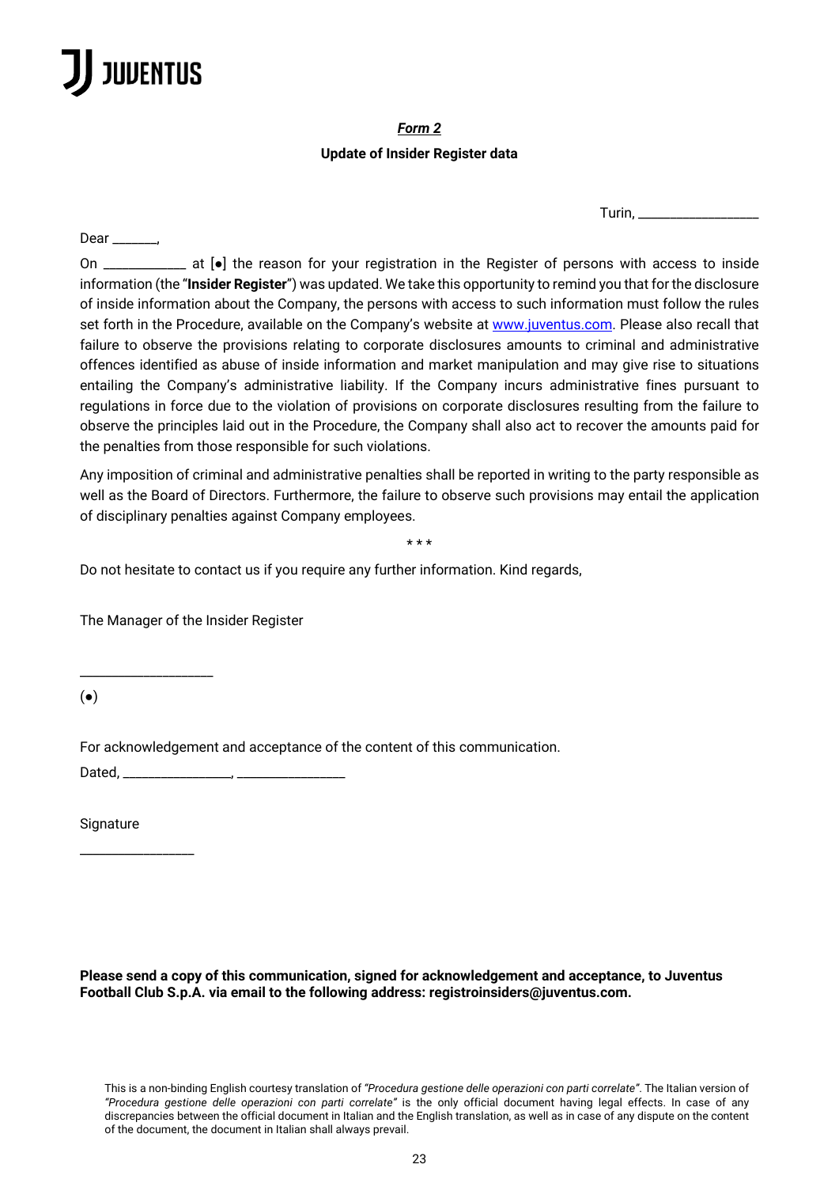JUVENTUS

***Form 2***

**Update of Insider Register data**

Turin, ________________

Dear ______,

On ___________ at [●] the reason for your registration in the Register of persons with access to inside information (the "**Insider Register**") was updated. We take this opportunity to remind you that for the disclosure of inside information about the Company, the persons with access to such information must follow the rules set forth in the Procedure, available on the Company's website at www.juventus.com. Please also recall that failure to observe the provisions relating to corporate disclosures amounts to criminal and administrative offences identified as abuse of inside information and market manipulation and may give rise to situations entailing the Company's administrative liability. If the Company incurs administrative fines pursuant to regulations in force due to the violation of provisions on corporate disclosures resulting from the failure to observe the principles laid out in the Procedure, the Company shall also act to recover the amounts paid for the penalties from those responsible for such violations.

Any imposition of criminal and administrative penalties shall be reported in writing to the party responsible as well as the Board of Directors. Furthermore, the failure to observe such provisions may entail the application of disciplinary penalties against Company employees.

\* \* \*

Do not hesitate to contact us if you require any further information. Kind regards,

The Manager of the Insider Register

____________________

(●)

For acknowledgement and acceptance of the content of this communication.

Dated, _______________, _______________

Signature

_______________

**Please send a copy of this communication, signed for acknowledgement and acceptance, to Juventus Football Club S.p.A. via email to the following address: registroinsiders@juventus.com.**

This is a non-binding English courtesy translation of *"Procedura gestione delle operazioni con parti correlate"*. The Italian version of *"Procedura gestione delle operazioni con parti correlate"* is the only official document having legal effects. In case of any discrepancies between the official document in Italian and the English translation, as well as in case of any dispute on the content of the document, the document in Italian shall always prevail.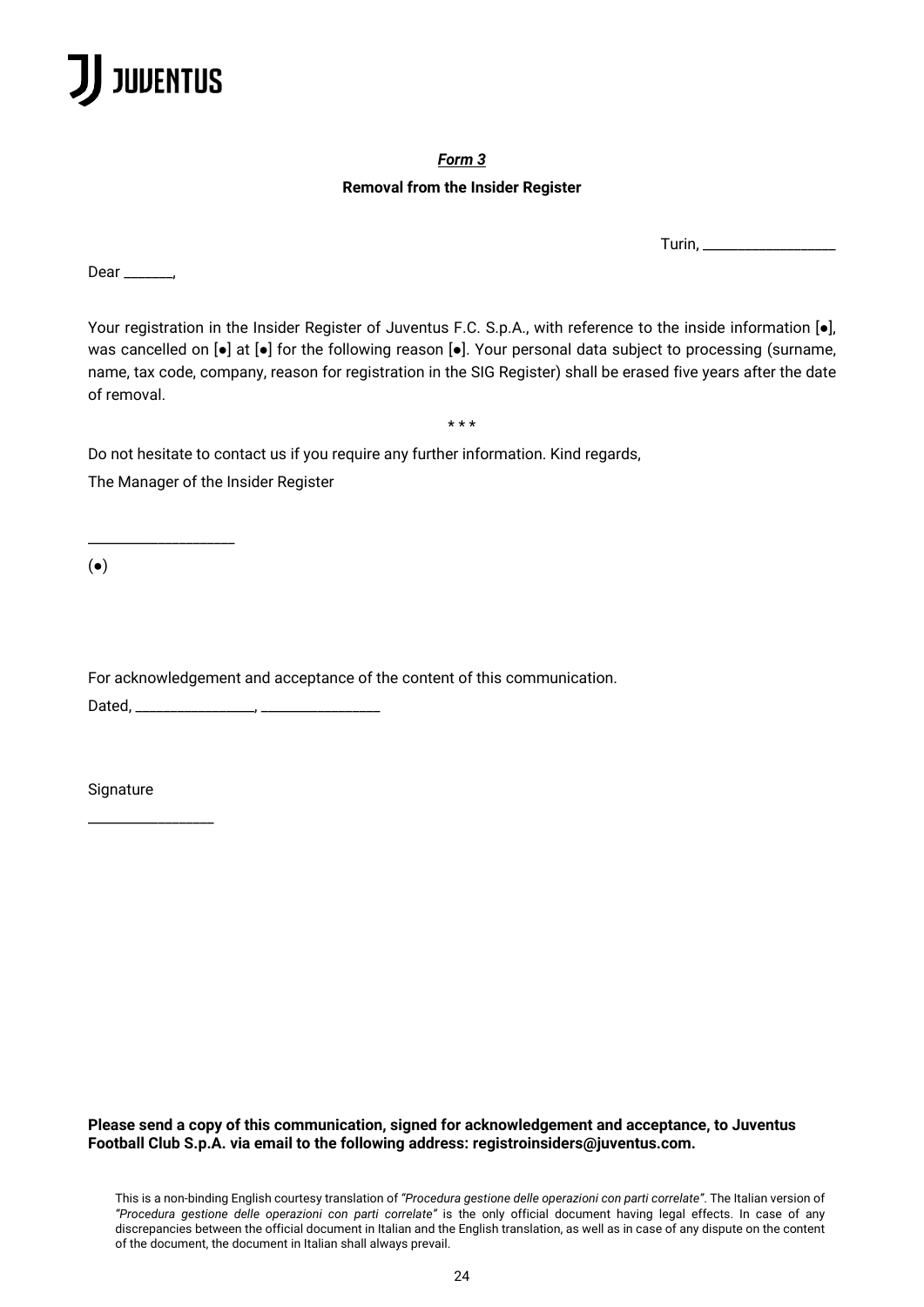***<u>Form 3</u>***

**Removal from the Insider Register**

Turin, ________________

Dear ______,

Your registration in the Insider Register of Juventus F.C. S.p.A., with reference to the inside information [●], was cancelled on [●] at [●] for the following reason [●]. Your personal data subject to processing (surname, name, tax code, company, reason for registration in the SIG Register) shall be erased five years after the date of removal.

\* \* \*

Do not hesitate to contact us if you require any further information. Kind regards,

The Manager of the Insider Register

__________________

(●)

For acknowledgement and acceptance of the content of this communication.

Dated, _______________, _______________

Signature

_______________

**Please send a copy of this communication, signed for acknowledgement and acceptance, to Juventus Football Club S.p.A. via email to the following address: registroinsiders@juventus.com.**

This is a non-binding English courtesy translation of *"Procedura gestione delle operazioni con parti correlate"*. The Italian version of *"Procedura gestione delle operazioni con parti correlate"* is the only official document having legal effects. In case of any discrepancies between the official document in Italian and the English translation, as well as in case of any dispute on the content of the document, the document in Italian shall always prevail.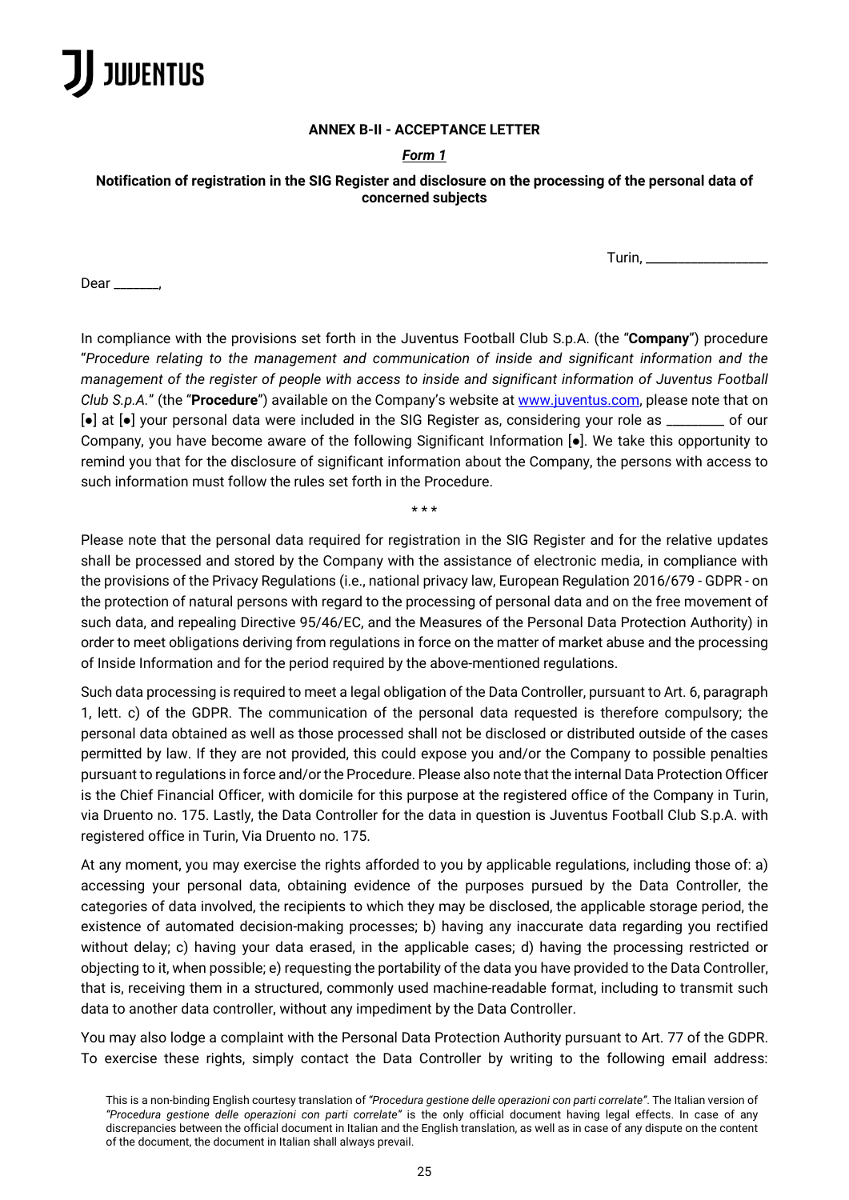**ANNEX B-II - ACCEPTANCE LETTER**

***Form 1***

**Notification of registration in the SIG Register and disclosure on the processing of the personal data of concerned subjects**

Turin, __________________

Dear _______,

In compliance with the provisions set forth in the Juventus Football Club S.p.A. (the "**Company**") procedure "*Procedure relating to the management and communication of inside and significant information and the management of the register of people with access to inside and significant information of Juventus Football Club S.p.A.*" (the "**Procedure**") available on the Company's website at www.juventus.com, please note that on [●] at [●] your personal data were included in the SIG Register as, considering your role as _________ of our Company, you have become aware of the following Significant Information [●]. We take this opportunity to remind you that for the disclosure of significant information about the Company, the persons with access to such information must follow the rules set forth in the Procedure.

\* \* \*

Please note that the personal data required for registration in the SIG Register and for the relative updates shall be processed and stored by the Company with the assistance of electronic media, in compliance with the provisions of the Privacy Regulations (i.e., national privacy law, European Regulation 2016/679 - GDPR - on the protection of natural persons with regard to the processing of personal data and on the free movement of such data, and repealing Directive 95/46/EC, and the Measures of the Personal Data Protection Authority) in order to meet obligations deriving from regulations in force on the matter of market abuse and the processing of Inside Information and for the period required by the above-mentioned regulations.

Such data processing is required to meet a legal obligation of the Data Controller, pursuant to Art. 6, paragraph 1, lett. c) of the GDPR. The communication of the personal data requested is therefore compulsory; the personal data obtained as well as those processed shall not be disclosed or distributed outside of the cases permitted by law. If they are not provided, this could expose you and/or the Company to possible penalties pursuant to regulations in force and/or the Procedure. Please also note that the internal Data Protection Officer is the Chief Financial Officer, with domicile for this purpose at the registered office of the Company in Turin, via Druento no. 175. Lastly, the Data Controller for the data in question is Juventus Football Club S.p.A. with registered office in Turin, Via Druento no. 175.

At any moment, you may exercise the rights afforded to you by applicable regulations, including those of: a) accessing your personal data, obtaining evidence of the purposes pursued by the Data Controller, the categories of data involved, the recipients to which they may be disclosed, the applicable storage period, the existence of automated decision-making processes; b) having any inaccurate data regarding you rectified without delay; c) having your data erased, in the applicable cases; d) having the processing restricted or objecting to it, when possible; e) requesting the portability of the data you have provided to the Data Controller, that is, receiving them in a structured, commonly used machine-readable format, including to transmit such data to another data controller, without any impediment by the Data Controller.

You may also lodge a complaint with the Personal Data Protection Authority pursuant to Art. 77 of the GDPR. To exercise these rights, simply contact the Data Controller by writing to the following email address:

This is a non-binding English courtesy translation of *"Procedura gestione delle operazioni con parti correlate"*. The Italian version of *"Procedura gestione delle operazioni con parti correlate"* is the only official document having legal effects. In case of any discrepancies between the official document in Italian and the English translation, as well as in case of any dispute on the content of the document, the document in Italian shall always prevail.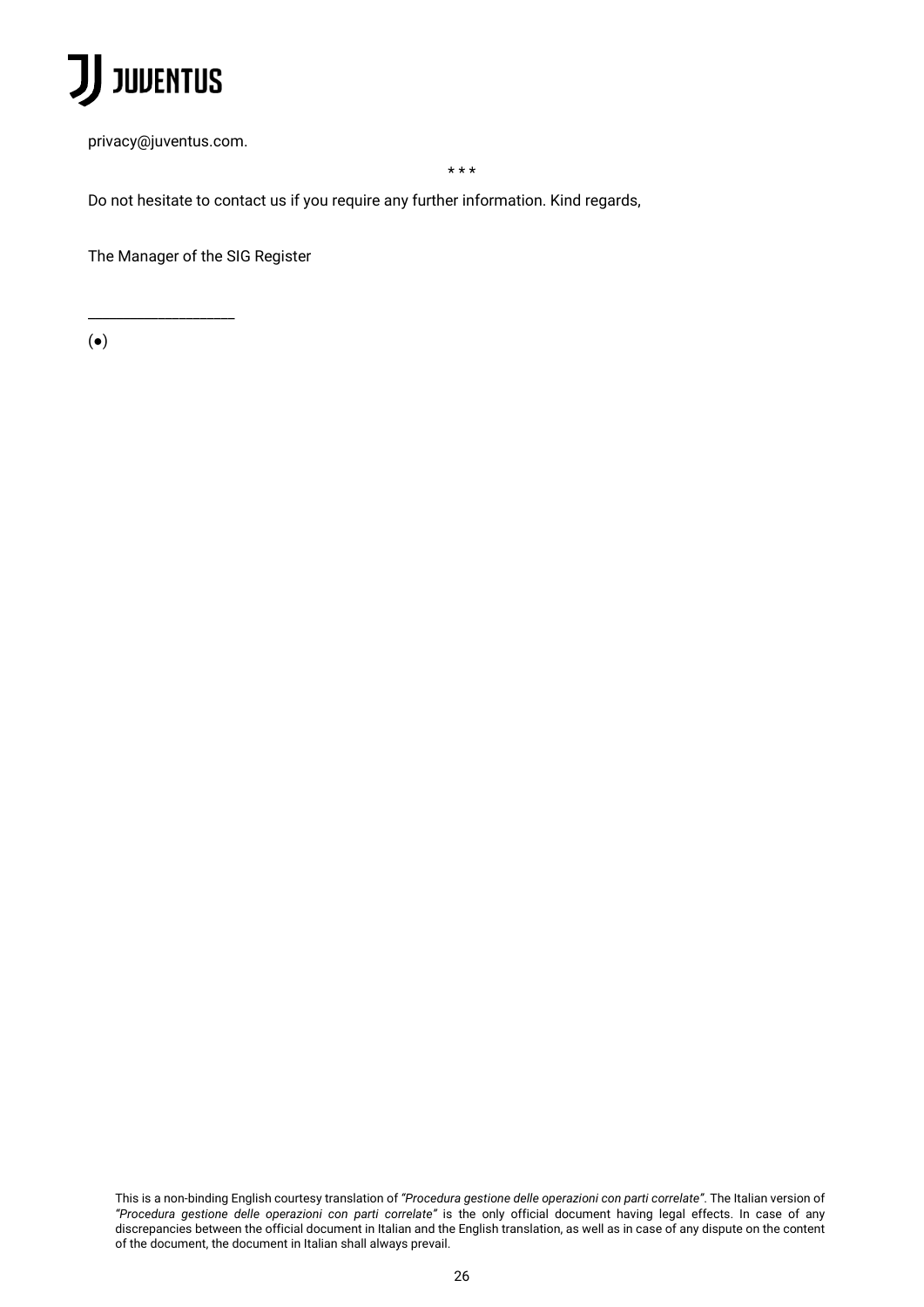privacy@juventus.com.

\* \* \*

Do not hesitate to contact us if you require any further information. Kind regards,

The Manager of the SIG Register

\_\_\_\_\_\_\_\_\_\_\_\_\_\_\_\_\_\_\_\_

(●)

This is a non-binding English courtesy translation of *"Procedura gestione delle operazioni con parti correlate"*. The Italian version of *"Procedura gestione delle operazioni con parti correlate"* is the only official document having legal effects. In case of any discrepancies between the official document in Italian and the English translation, as well as in case of any dispute on the content of the document, the document in Italian shall always prevail.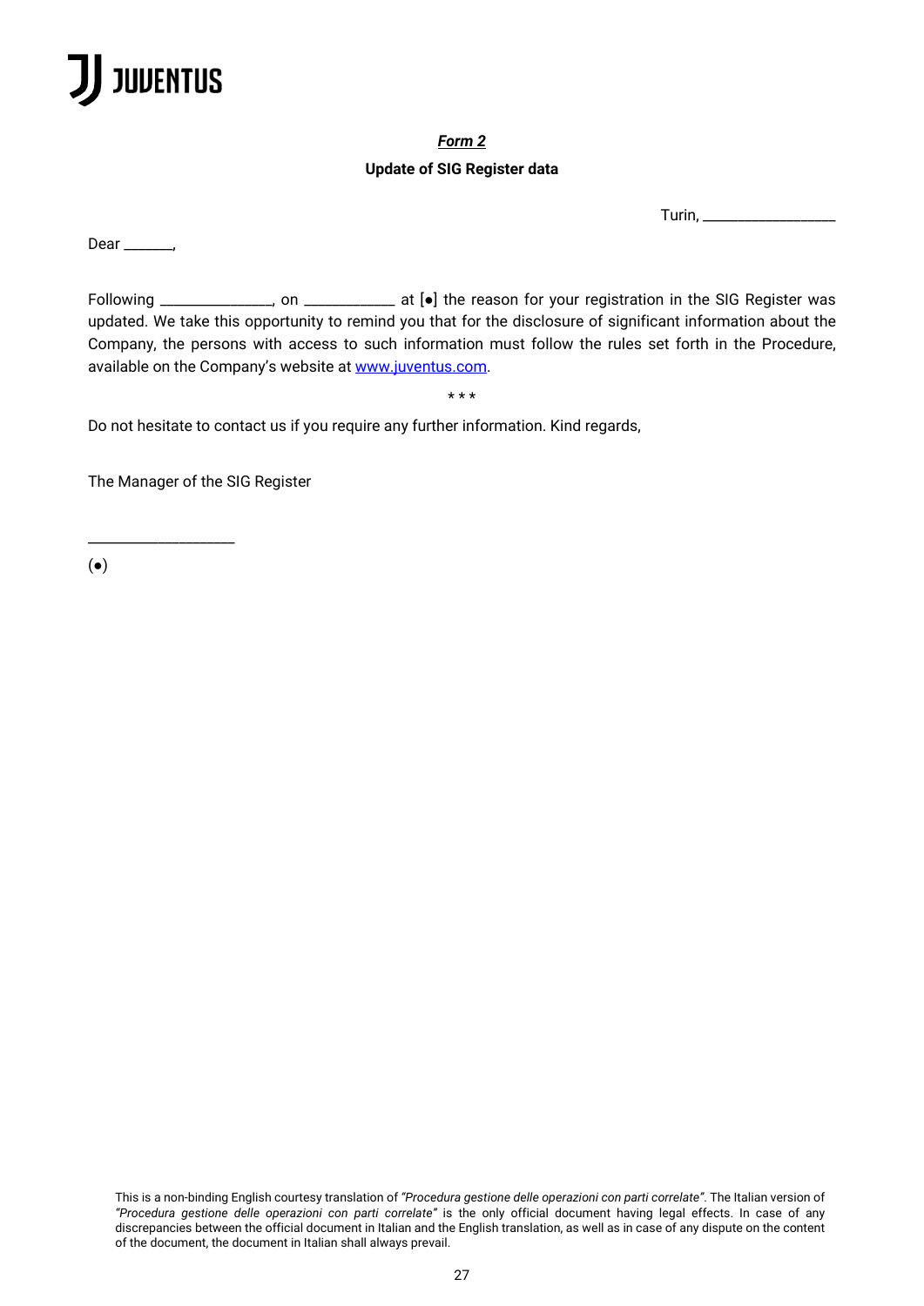**_Form 2_**

**Update of SIG Register data**

Turin, __________________

Dear _______,

Following _______________, on ____________ at [●] the reason for your registration in the SIG Register was updated. We take this opportunity to remind you that for the disclosure of significant information about the Company, the persons with access to such information must follow the rules set forth in the Procedure, available on the Company's website at [www.juventus.com](http://www.juventus.com).

\* \* \*

Do not hesitate to contact us if you require any further information. Kind regards,

The Manager of the SIG Register

____________________

(●)

This is a non-binding English courtesy translation of *"Procedura gestione delle operazioni con parti correlate"*. The Italian version of *"Procedura gestione delle operazioni con parti correlate"* is the only official document having legal effects. In case of any discrepancies between the official document in Italian and the English translation, as well as in case of any dispute on the content of the document, the document in Italian shall always prevail.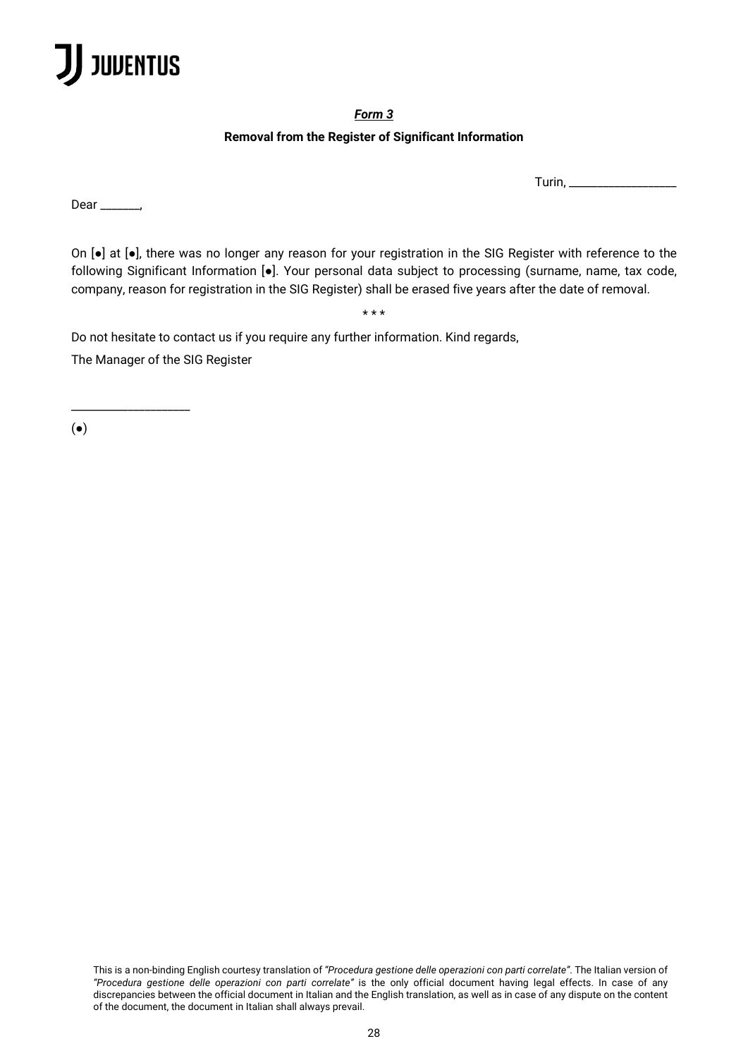***Form 3***

**Removal from the Register of Significant Information**

Turin, \_\_\_\_\_\_\_\_\_\_\_\_\_\_\_\_\_\_

Dear \_\_\_\_\_\_\_,

On [●] at [●], there was no longer any reason for your registration in the SIG Register with reference to the following Significant Information [●]. Your personal data subject to processing (surname, name, tax code, company, reason for registration in the SIG Register) shall be erased five years after the date of removal.

\* \* \*

Do not hesitate to contact us if you require any further information. Kind regards,

The Manager of the SIG Register

\_\_\_\_\_\_\_\_\_\_\_\_\_\_\_\_\_\_\_\_

(●)

This is a non-binding English courtesy translation of *"Procedura gestione delle operazioni con parti correlate"*. The Italian version of *"Procedura gestione delle operazioni con parti correlate"* is the only official document having legal effects. In case of any discrepancies between the official document in Italian and the English translation, as well as in case of any dispute on the content of the document, the document in Italian shall always prevail.